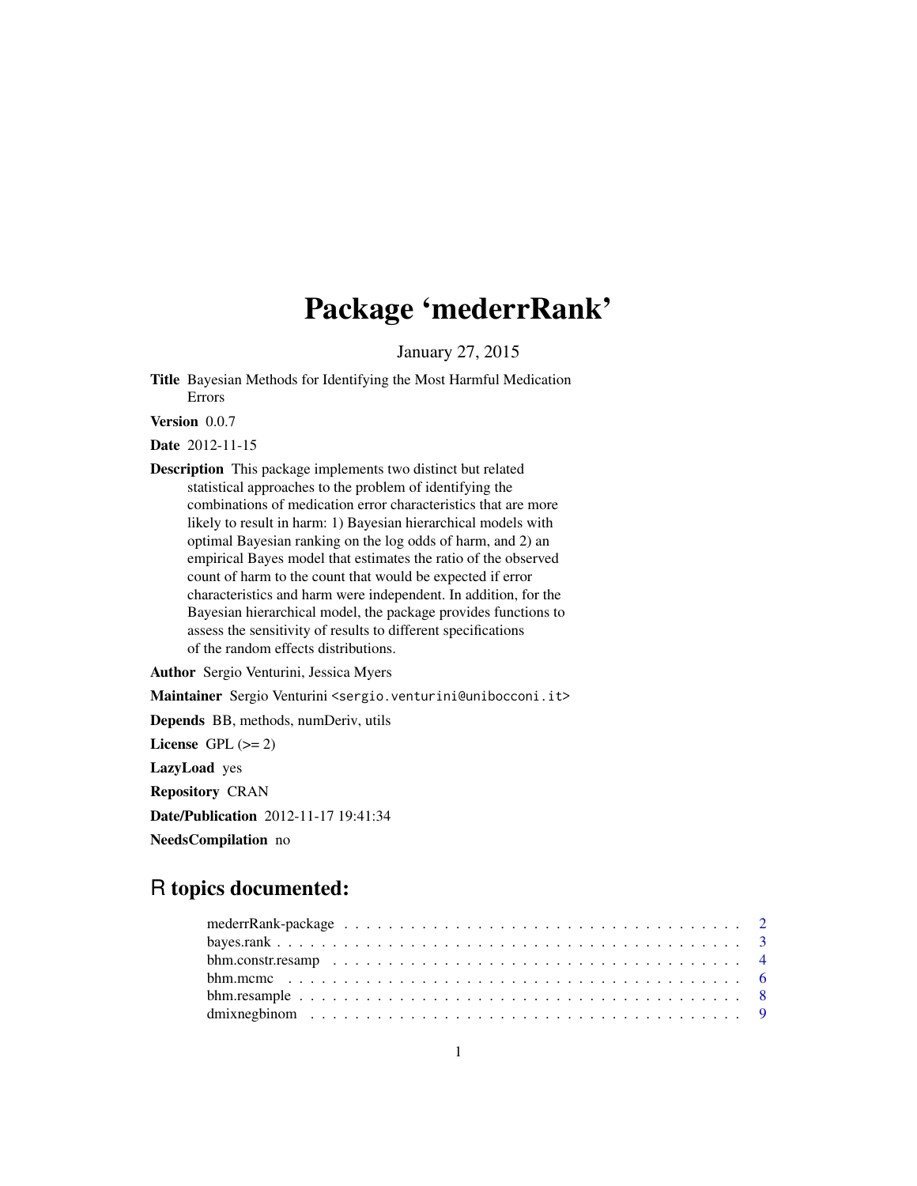# Package 'mederrRank'

January 27, 2015

**Title** Bayesian Methods for Identifying the Most Harmful Medication Errors

**Version** 0.0.7

**Date** 2012-11-15

**Description** This package implements two distinct but related statistical approaches to the problem of identifying the combinations of medication error characteristics that are more likely to result in harm: 1) Bayesian hierarchical models with optimal Bayesian ranking on the log odds of harm, and 2) an empirical Bayes model that estimates the ratio of the observed count of harm to the count that would be expected if error characteristics and harm were independent. In addition, for the Bayesian hierarchical model, the package provides functions to assess the sensitivity of results to different specifications of the random effects distributions.

**Author** Sergio Venturini, Jessica Myers

**Maintainer** Sergio Venturini <sergio.venturini@unibocconi.it>

**Depends** BB, methods, numDeriv, utils

**License** GPL (>= 2)

**LazyLoad** yes

**Repository** CRAN

**Date/Publication** 2012-11-17 19:41:34

**NeedsCompilation** no

## R topics documented:

| | |
|---|---|
| mederrRank-package | 2 |
| bayes.rank | 3 |
| bhm.constr.resamp | 4 |
| bhm.mcmc | 6 |
| bhm.resample | 8 |
| dmixnegbinom | 9 |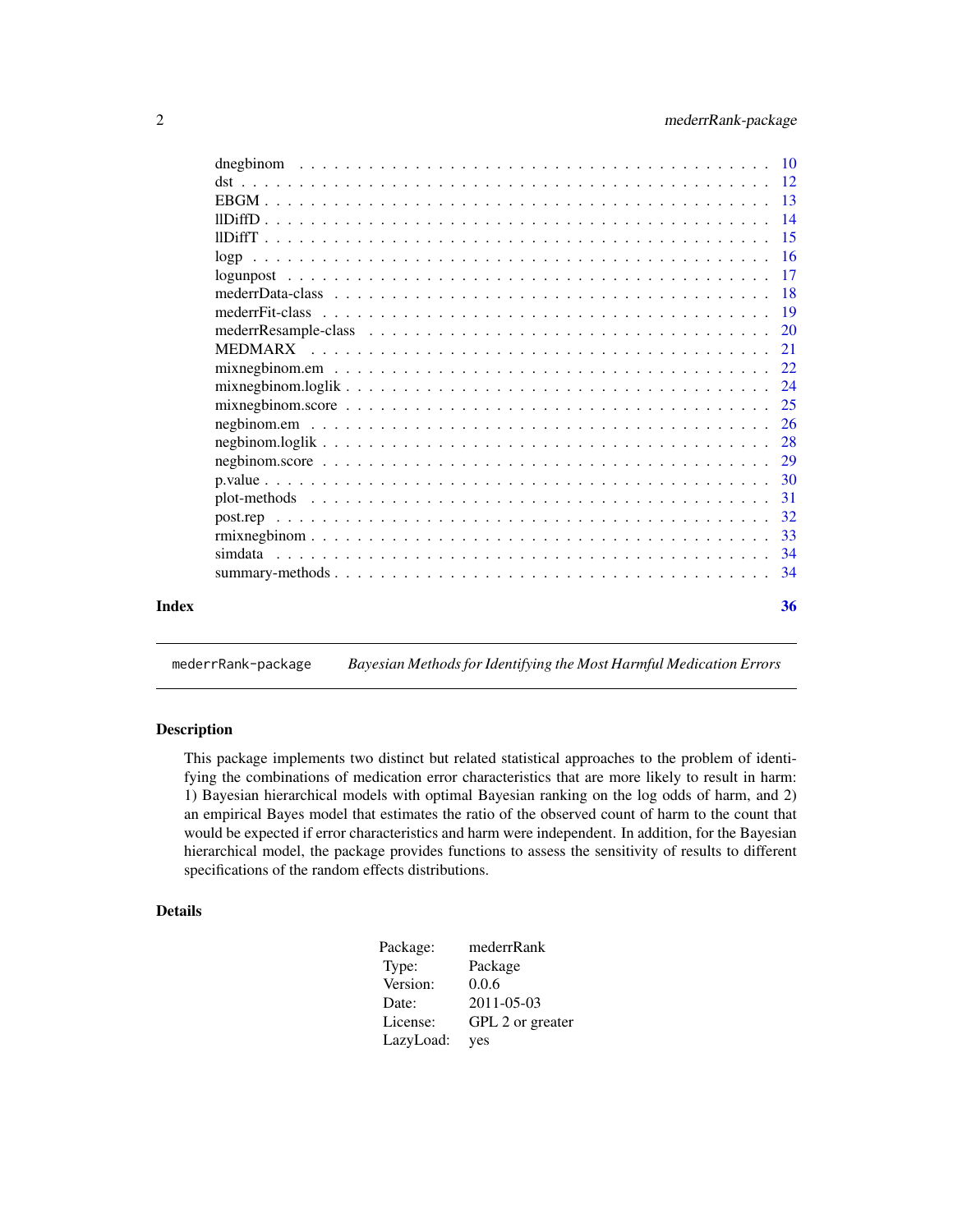dnegbinom . . . . . . . . . . . . . . . . . . . . . . . . . . . . . . . . . . . . . 10
dst . . . . . . . . . . . . . . . . . . . . . . . . . . . . . . . . . . . . . . . . . 12
EBGM . . . . . . . . . . . . . . . . . . . . . . . . . . . . . . . . . . . . . . . . 13
llDiffD . . . . . . . . . . . . . . . . . . . . . . . . . . . . . . . . . . . . . . . 14
llDiffT . . . . . . . . . . . . . . . . . . . . . . . . . . . . . . . . . . . . . . . 15
logp . . . . . . . . . . . . . . . . . . . . . . . . . . . . . . . . . . . . . . . . . 16
logunpost . . . . . . . . . . . . . . . . . . . . . . . . . . . . . . . . . . . . . . 17
mederrData-class . . . . . . . . . . . . . . . . . . . . . . . . . . . . . . . . . . 18
mederrFit-class . . . . . . . . . . . . . . . . . . . . . . . . . . . . . . . . . . . 19
mederrResample-class . . . . . . . . . . . . . . . . . . . . . . . . . . . . . . . . 20
MEDMARX . . . . . . . . . . . . . . . . . . . . . . . . . . . . . . . . . . . . . . 21
mixnegbinom.em . . . . . . . . . . . . . . . . . . . . . . . . . . . . . . . . . . . 22
mixnegbinom.loglik . . . . . . . . . . . . . . . . . . . . . . . . . . . . . . . . . 24
mixnegbinom.score . . . . . . . . . . . . . . . . . . . . . . . . . . . . . . . . . . 25
negbinom.em . . . . . . . . . . . . . . . . . . . . . . . . . . . . . . . . . . . . . 26
negbinom.loglik . . . . . . . . . . . . . . . . . . . . . . . . . . . . . . . . . . . 28
negbinom.score . . . . . . . . . . . . . . . . . . . . . . . . . . . . . . . . . . . . 29
p.value . . . . . . . . . . . . . . . . . . . . . . . . . . . . . . . . . . . . . . . . 30
plot-methods . . . . . . . . . . . . . . . . . . . . . . . . . . . . . . . . . . . . . 31
post.rep . . . . . . . . . . . . . . . . . . . . . . . . . . . . . . . . . . . . . . . 32
rmixnegbinom . . . . . . . . . . . . . . . . . . . . . . . . . . . . . . . . . . . . . 33
simdata . . . . . . . . . . . . . . . . . . . . . . . . . . . . . . . . . . . . . . . 34
summary-methods . . . . . . . . . . . . . . . . . . . . . . . . . . . . . . . . . . . 34

**Index** **36**

---

`mederrRank-package` *Bayesian Methods for Identifying the Most Harmful Medication Errors*

---

### Description

This package implements two distinct but related statistical approaches to the problem of identifying the combinations of medication error characteristics that are more likely to result in harm: 1) Bayesian hierarchical models with optimal Bayesian ranking on the log odds of harm, and 2) an empirical Bayes model that estimates the ratio of the observed count of harm to the count that would be expected if error characteristics and harm were independent. In addition, for the Bayesian hierarchical model, the package provides functions to assess the sensitivity of results to different specifications of the random effects distributions.

### Details

| | |
|---|---|
| Package: | mederrRank |
| Type: | Package |
| Version: | 0.0.6 |
| Date: | 2011-05-03 |
| License: | GPL 2 or greater |
| LazyLoad: | yes |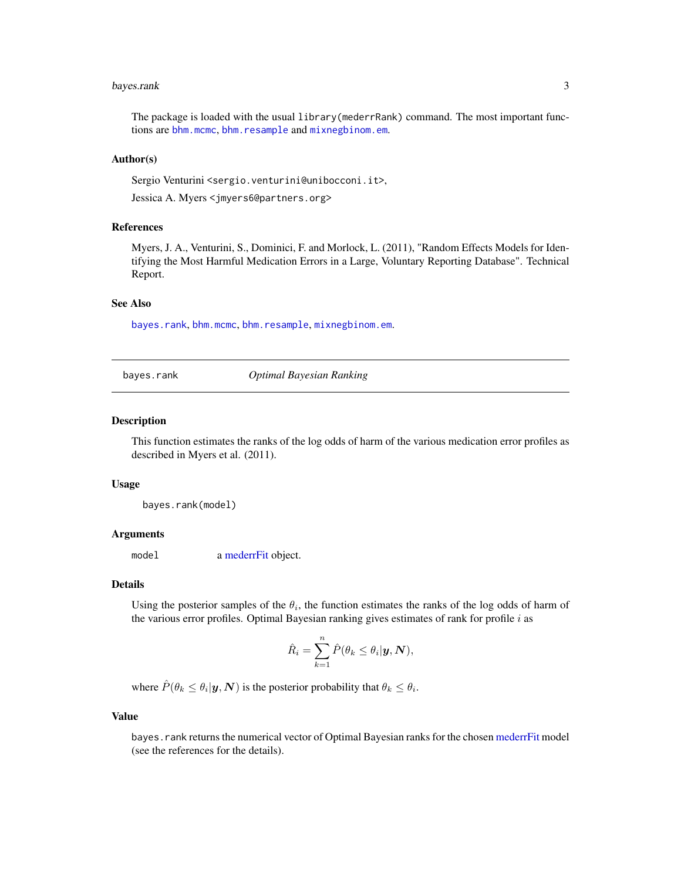The package is loaded with the usual `library(mederrRank)` command. The most important functions are `bhm.mcmc`, `bhm.resample` and `mixnegbinom.em`.

### Author(s)

Sergio Venturini <sergio.venturini@unibocconi.it>,

Jessica A. Myers <jmyers6@partners.org>

### References

Myers, J. A., Venturini, S., Dominici, F. and Morlock, L. (2011), "Random Effects Models for Identifying the Most Harmful Medication Errors in a Large, Voluntary Reporting Database". Technical Report.

### See Also

`bayes.rank`, `bhm.mcmc`, `bhm.resample`, `mixnegbinom.em`.

---

## bayes.rank — *Optimal Bayesian Ranking*

---

### Description

This function estimates the ranks of the log odds of harm of the various medication error profiles as described in Myers et al. (2011).

### Usage

```
bayes.rank(model)
```

### Arguments

| | |
|---|---|
| `model` | a mederrFit object. |

### Details

Using the posterior samples of the $\theta_i$, the function estimates the ranks of the log odds of harm of the various error profiles. Optimal Bayesian ranking gives estimates of rank for profile $i$ as

$$\hat{R}_i = \sum_{k=1}^{n} \hat{P}(\theta_k \leq \theta_i | \boldsymbol{y}, \boldsymbol{N}),$$

where $\hat{P}(\theta_k \leq \theta_i | \boldsymbol{y}, \boldsymbol{N})$ is the posterior probability that $\theta_k \leq \theta_i$.

### Value

`bayes.rank` returns the numerical vector of Optimal Bayesian ranks for the chosen mederrFit model (see the references for the details).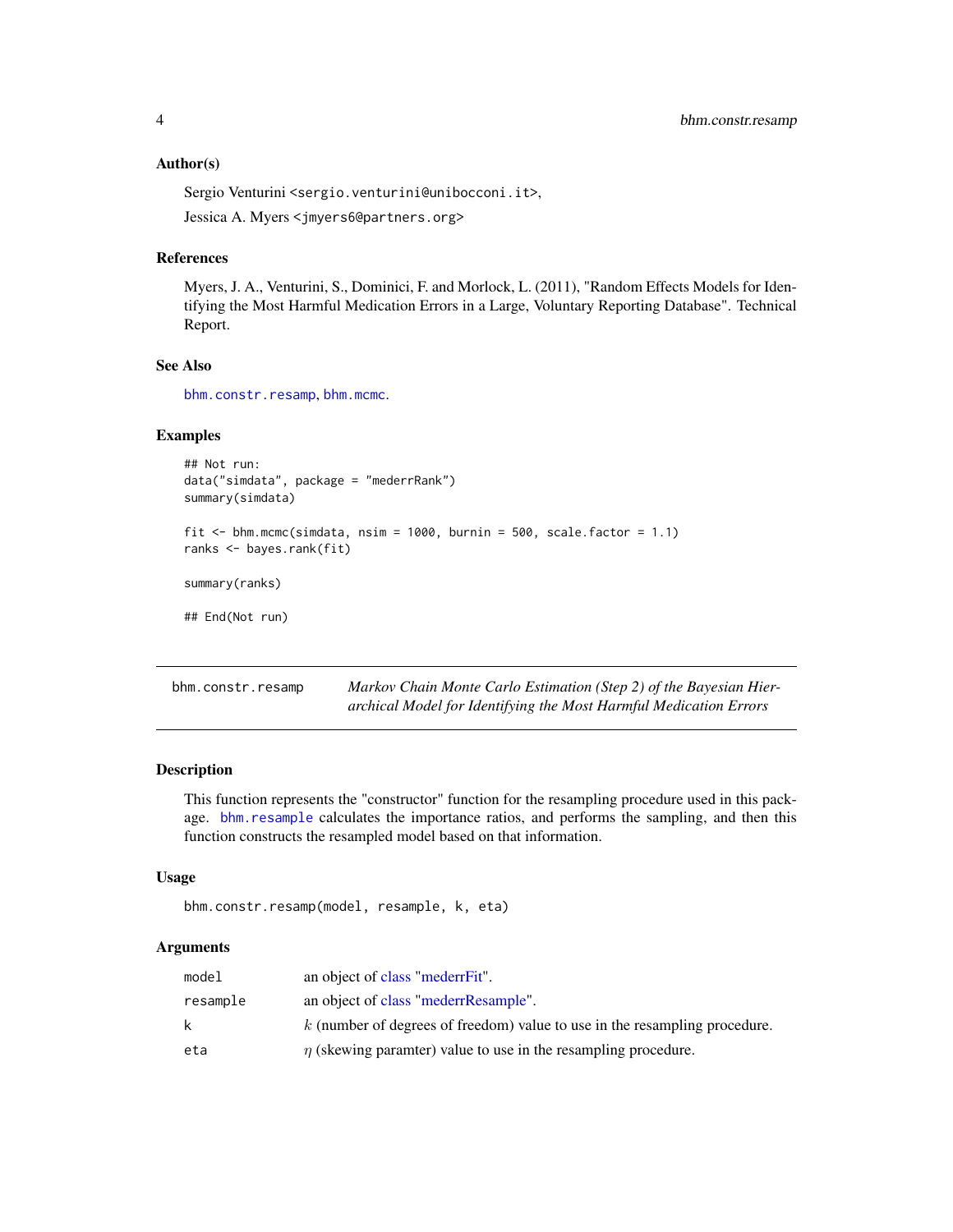### Author(s)

Sergio Venturini <sergio.venturini@unibocconi.it>,

Jessica A. Myers <jmyers6@partners.org>

### References

Myers, J. A., Venturini, S., Dominici, F. and Morlock, L. (2011), "Random Effects Models for Identifying the Most Harmful Medication Errors in a Large, Voluntary Reporting Database". Technical Report.

### See Also

bhm.constr.resamp, bhm.mcmc.

### Examples

```
## Not run:
data("simdata", package = "mederrRank")
summary(simdata)

fit <- bhm.mcmc(simdata, nsim = 1000, burnin = 500, scale.factor = 1.1)
ranks <- bayes.rank(fit)

summary(ranks)

## End(Not run)
```

---

## bhm.constr.resamp — *Markov Chain Monte Carlo Estimation (Step 2) of the Bayesian Hierarchical Model for Identifying the Most Harmful Medication Errors*

### Description

This function represents the "constructor" function for the resampling procedure used in this package. bhm.resample calculates the importance ratios, and performs the sampling, and then this function constructs the resampled model based on that information.

### Usage

```
bhm.constr.resamp(model, resample, k, eta)
```

### Arguments

| | |
|---|---|
| model | an object of class "mederrFit". |
| resample | an object of class "mederrResample". |
| k | $k$ (number of degrees of freedom) value to use in the resampling procedure. |
| eta | $\eta$ (skewing paramter) value to use in the resampling procedure. |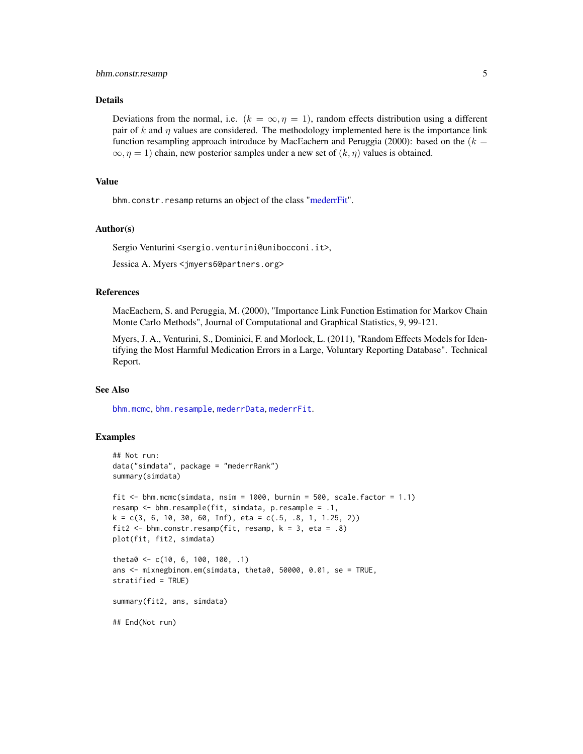## Details

Deviations from the normal, i.e. $(k = \infty, \eta = 1)$, random effects distribution using a different pair of $k$ and $\eta$ values are considered. The methodology implemented here is the importance link function resampling approach introduce by MacEachern and Peruggia (2000): based on the $(k = \infty, \eta = 1)$ chain, new posterior samples under a new set of $(k, \eta)$ values is obtained.

## Value

`bhm.constr.resamp` returns an object of the class "mederrFit".

## Author(s)

Sergio Venturini <sergio.venturini@unibocconi.it>,

Jessica A. Myers <jmyers6@partners.org>

## References

MacEachern, S. and Peruggia, M. (2000), "Importance Link Function Estimation for Markov Chain Monte Carlo Methods", Journal of Computational and Graphical Statistics, 9, 99-121.

Myers, J. A., Venturini, S., Dominici, F. and Morlock, L. (2011), "Random Effects Models for Identifying the Most Harmful Medication Errors in a Large, Voluntary Reporting Database". Technical Report.

## See Also

`bhm.mcmc`, `bhm.resample`, `mederrData`, `mederrFit`.

## Examples

```
## Not run:
data("simdata", package = "mederrRank")
summary(simdata)

fit <- bhm.mcmc(simdata, nsim = 1000, burnin = 500, scale.factor = 1.1)
resamp <- bhm.resample(fit, simdata, p.resample = .1,
k = c(3, 6, 10, 30, 60, Inf), eta = c(.5, .8, 1, 1.25, 2))
fit2 <- bhm.constr.resamp(fit, resamp, k = 3, eta = .8)
plot(fit, fit2, simdata)

theta0 <- c(10, 6, 100, 100, .1)
ans <- mixnegbinom.em(simdata, theta0, 50000, 0.01, se = TRUE,
stratified = TRUE)

summary(fit2, ans, simdata)

## End(Not run)
```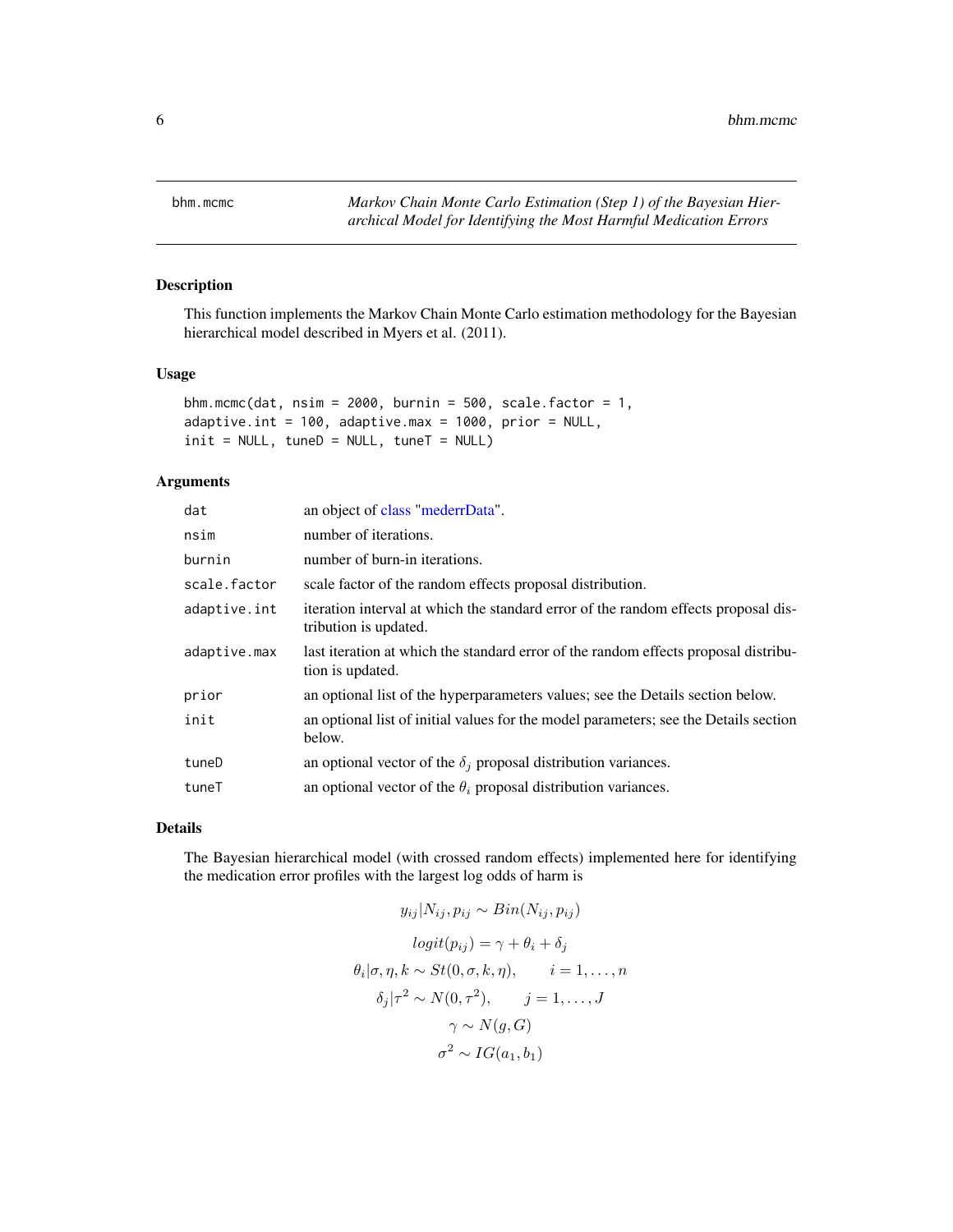# bhm.mcmc

*Markov Chain Monte Carlo Estimation (Step 1) of the Bayesian Hierarchical Model for Identifying the Most Harmful Medication Errors*

## Description

This function implements the Markov Chain Monte Carlo estimation methodology for the Bayesian hierarchical model described in Myers et al. (2011).

## Usage

```
bhm.mcmc(dat, nsim = 2000, burnin = 500, scale.factor = 1,
adaptive.int = 100, adaptive.max = 1000, prior = NULL,
init = NULL, tuneD = NULL, tuneT = NULL)
```

## Arguments

| | |
|---|---|
| dat | an object of class "mederrData". |
| nsim | number of iterations. |
| burnin | number of burn-in iterations. |
| scale.factor | scale factor of the random effects proposal distribution. |
| adaptive.int | iteration interval at which the standard error of the random effects proposal distribution is updated. |
| adaptive.max | last iteration at which the standard error of the random effects proposal distribution is updated. |
| prior | an optional list of the hyperparameters values; see the Details section below. |
| init | an optional list of initial values for the model parameters; see the Details section below. |
| tuneD | an optional vector of the $\delta_j$ proposal distribution variances. |
| tuneT | an optional vector of the $\theta_i$ proposal distribution variances. |

## Details

The Bayesian hierarchical model (with crossed random effects) implemented here for identifying the medication error profiles with the largest log odds of harm is

$$y_{ij}|N_{ij}, p_{ij} \sim Bin(N_{ij}, p_{ij})$$

$$logit(p_{ij}) = \gamma + \theta_i + \delta_j$$

$$\theta_i|\sigma, \eta, k \sim St(0, \sigma, k, \eta), \qquad i = 1, \ldots, n$$

$$\delta_j|\tau^2 \sim N(0, \tau^2), \qquad j = 1, \ldots, J$$

$$\gamma \sim N(g, G)$$

$$\sigma^2 \sim IG(a_1, b_1)$$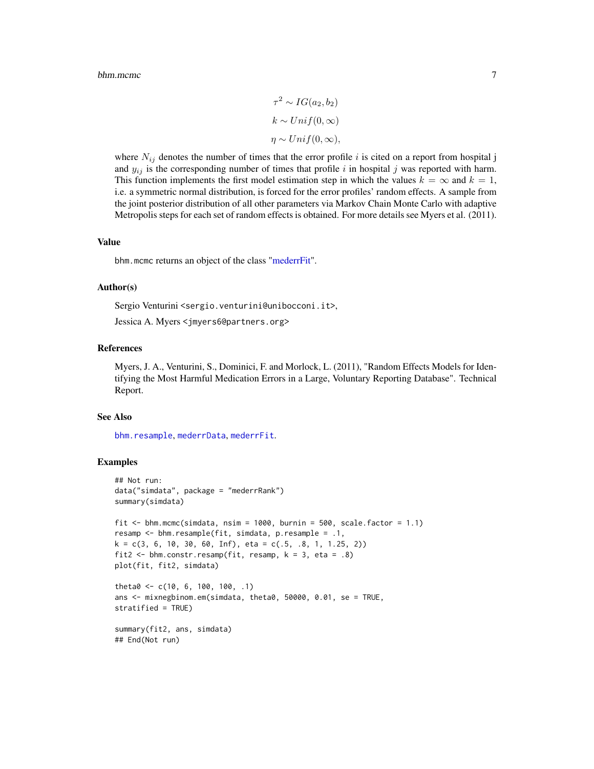$$\tau^2 \sim IG(a_2, b_2)$$
$$k \sim Unif(0, \infty)$$
$$\eta \sim Unif(0, \infty),$$

where $N_{ij}$ denotes the number of times that the error profile $i$ is cited on a report from hospital j and $y_{ij}$ is the corresponding number of times that profile $i$ in hospital $j$ was reported with harm. This function implements the first model estimation step in which the values $k = \infty$ and $k = 1$, i.e. a symmetric normal distribution, is forced for the error profiles' random effects. A sample from the joint posterior distribution of all other parameters via Markov Chain Monte Carlo with adaptive Metropolis steps for each set of random effects is obtained. For more details see Myers et al. (2011).

### Value

bhm.mcmc returns an object of the class "mederrFit".

### Author(s)

Sergio Venturini <sergio.venturini@unibocconi.it>,

Jessica A. Myers <jmyers6@partners.org>

### References

Myers, J. A., Venturini, S., Dominici, F. and Morlock, L. (2011), "Random Effects Models for Identifying the Most Harmful Medication Errors in a Large, Voluntary Reporting Database". Technical Report.

### See Also

bhm.resample, mederrData, mederrFit.

### Examples

```
## Not run:
data("simdata", package = "mederrRank")
summary(simdata)

fit <- bhm.mcmc(simdata, nsim = 1000, burnin = 500, scale.factor = 1.1)
resamp <- bhm.resample(fit, simdata, p.resample = .1,
k = c(3, 6, 10, 30, 60, Inf), eta = c(.5, .8, 1, 1.25, 2))
fit2 <- bhm.constr.resamp(fit, resamp, k = 3, eta = .8)
plot(fit, fit2, simdata)

theta0 <- c(10, 6, 100, 100, .1)
ans <- mixnegbinom.em(simdata, theta0, 50000, 0.01, se = TRUE,
stratified = TRUE)

summary(fit2, ans, simdata)
## End(Not run)
```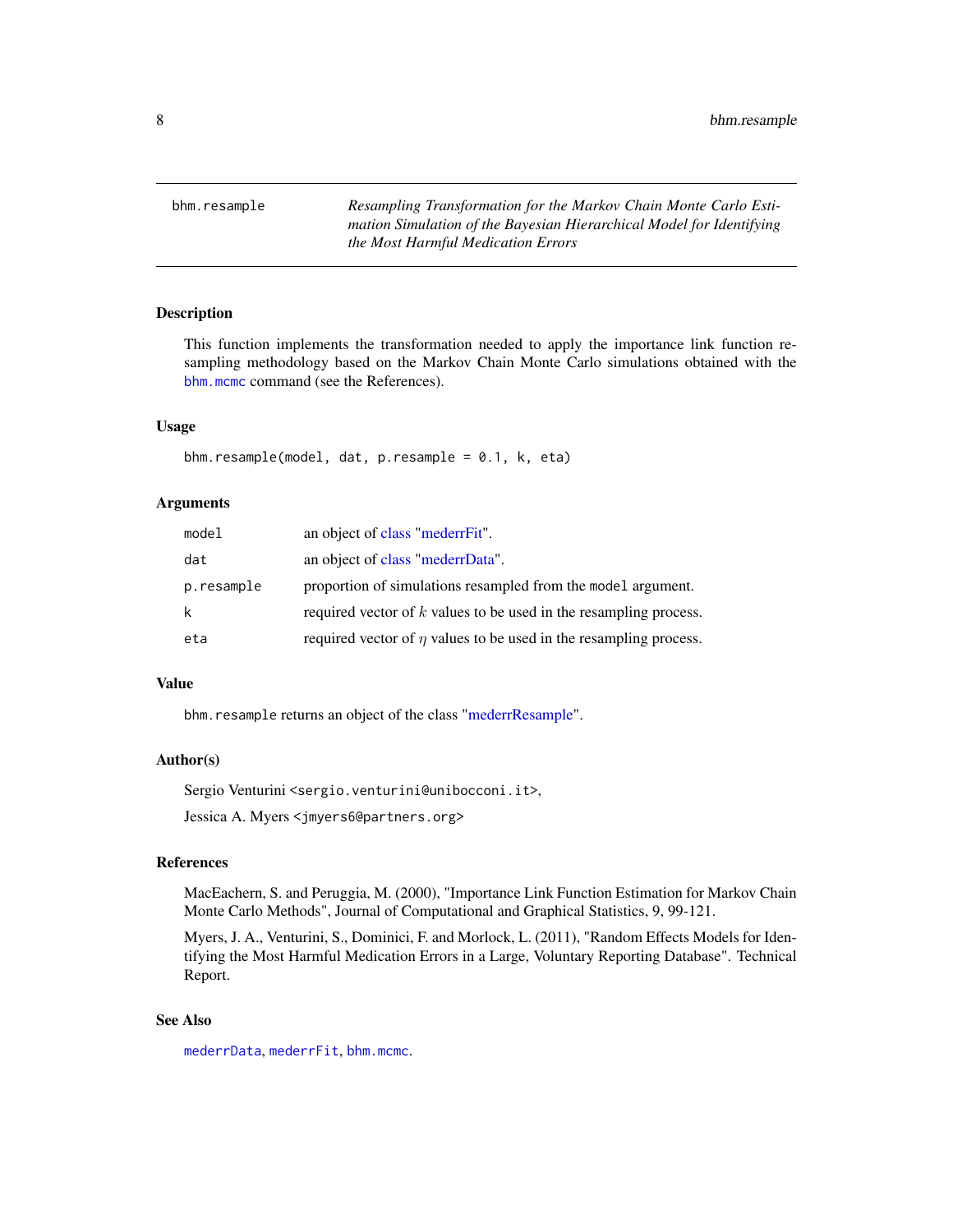# bhm.resample

*Resampling Transformation for the Markov Chain Monte Carlo Estimation Simulation of the Bayesian Hierarchical Model for Identifying the Most Harmful Medication Errors*

## Description

This function implements the transformation needed to apply the importance link function resampling methodology based on the Markov Chain Monte Carlo simulations obtained with the `bhm.mcmc` command (see the References).

## Usage

```
bhm.resample(model, dat, p.resample = 0.1, k, eta)
```

## Arguments

| | |
|---|---|
| `model` | an object of class "mederrFit". |
| `dat` | an object of class "mederrData". |
| `p.resample` | proportion of simulations resampled from the `model` argument. |
| `k` | required vector of $k$ values to be used in the resampling process. |
| `eta` | required vector of $\eta$ values to be used in the resampling process. |

## Value

`bhm.resample` returns an object of the class "mederrResample".

## Author(s)

Sergio Venturini <`sergio.venturini@unibocconi.it`>,

Jessica A. Myers <`jmyers6@partners.org`>

## References

MacEachern, S. and Peruggia, M. (2000), "Importance Link Function Estimation for Markov Chain Monte Carlo Methods", Journal of Computational and Graphical Statistics, 9, 99-121.

Myers, J. A., Venturini, S., Dominici, F. and Morlock, L. (2011), "Random Effects Models for Identifying the Most Harmful Medication Errors in a Large, Voluntary Reporting Database". Technical Report.

## See Also

`mederrData`, `mederrFit`, `bhm.mcmc`.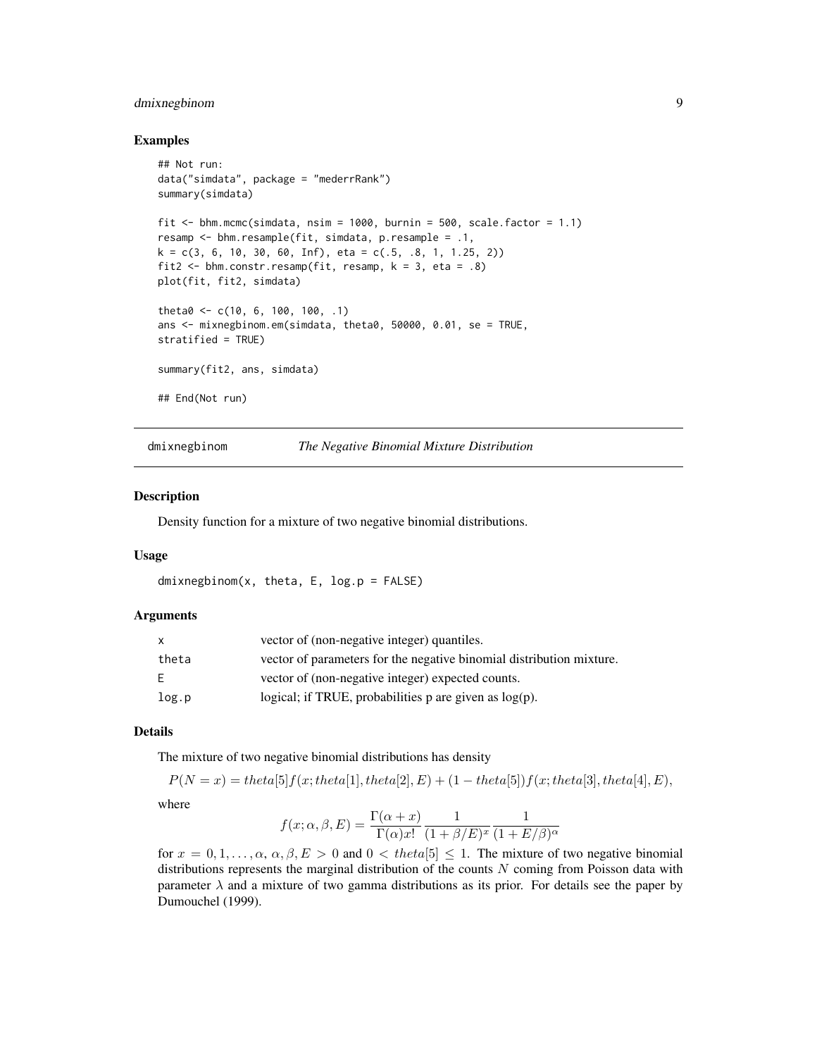### Examples

```
## Not run:
data("simdata", package = "mederrRank")
summary(simdata)

fit <- bhm.mcmc(simdata, nsim = 1000, burnin = 500, scale.factor = 1.1)
resamp <- bhm.resample(fit, simdata, p.resample = .1,
k = c(3, 6, 10, 30, 60, Inf), eta = c(.5, .8, 1, 1.25, 2))
fit2 <- bhm.constr.resamp(fit, resamp, k = 3, eta = .8)
plot(fit, fit2, simdata)

theta0 <- c(10, 6, 100, 100, .1)
ans <- mixnegbinom.em(simdata, theta0, 50000, 0.01, se = TRUE,
stratified = TRUE)

summary(fit2, ans, simdata)

## End(Not run)
```

---

## dmixnegbinom — *The Negative Binomial Mixture Distribution*

### Description

Density function for a mixture of two negative binomial distributions.

### Usage

```
dmixnegbinom(x, theta, E, log.p = FALSE)
```

### Arguments

| | |
|---|---|
| x | vector of (non-negative integer) quantiles. |
| theta | vector of parameters for the negative binomial distribution mixture. |
| E | vector of (non-negative integer) expected counts. |
| log.p | logical; if TRUE, probabilities p are given as log(p). |

### Details

The mixture of two negative binomial distributions has density

$$P(N = x) = theta[5]f(x; theta[1], theta[2], E) + (1 - theta[5])f(x; theta[3], theta[4], E),$$

where

$$f(x; \alpha, \beta, E) = \frac{\Gamma(\alpha + x)}{\Gamma(\alpha)x!} \frac{1}{(1 + \beta/E)^x} \frac{1}{(1 + E/\beta)^\alpha}$$

for $x = 0, 1, \ldots, \alpha$, $\alpha, \beta, E > 0$ and $0 < theta[5] \leq 1$. The mixture of two negative binomial distributions represents the marginal distribution of the counts $N$ coming from Poisson data with parameter $\lambda$ and a mixture of two gamma distributions as its prior. For details see the paper by Dumouchel (1999).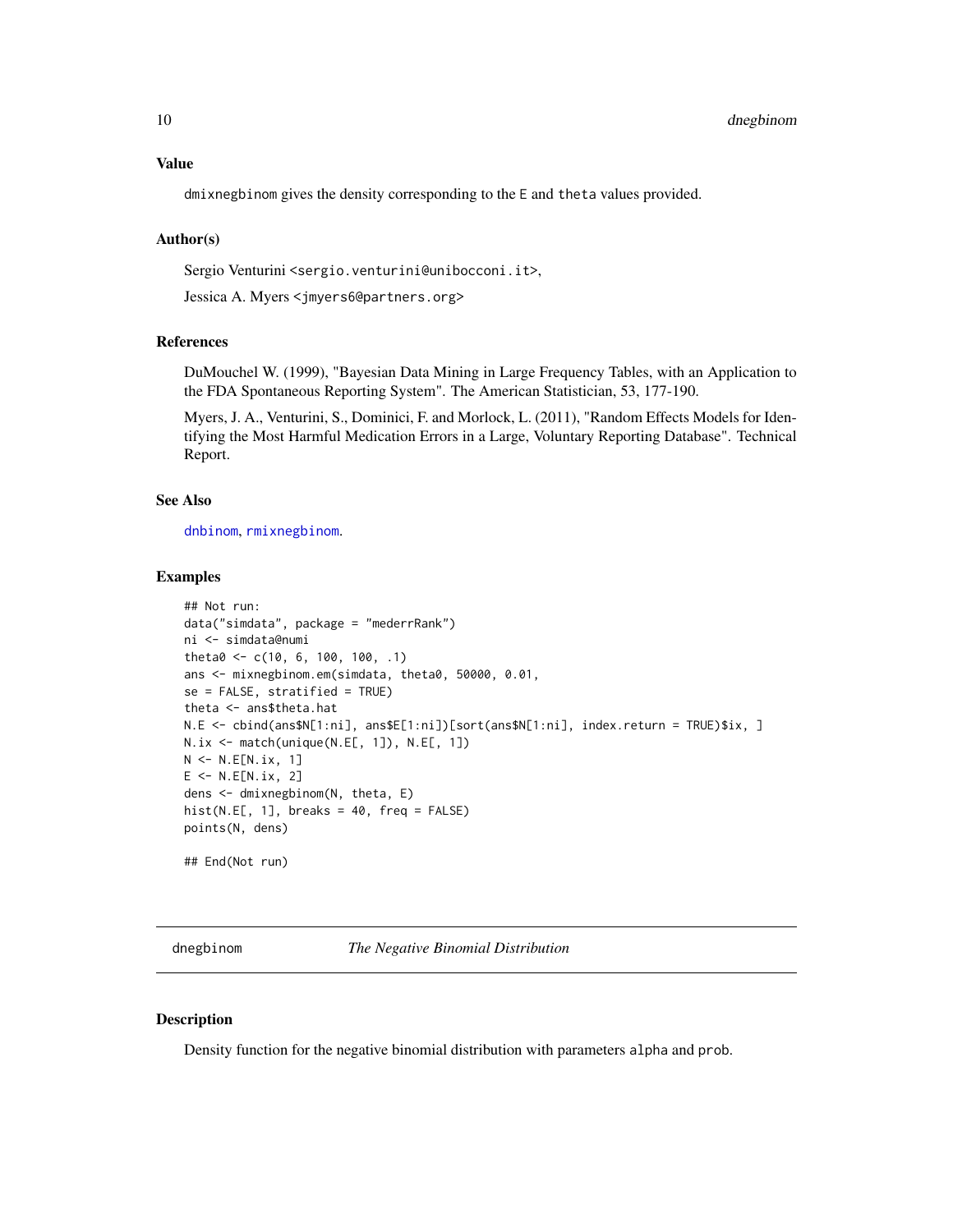### Value

dmixnegbinom gives the density corresponding to the E and theta values provided.

### Author(s)

Sergio Venturini <sergio.venturini@unibocconi.it>,

Jessica A. Myers <jmyers6@partners.org>

### References

DuMouchel W. (1999), "Bayesian Data Mining in Large Frequency Tables, with an Application to the FDA Spontaneous Reporting System". The American Statistician, 53, 177-190.

Myers, J. A., Venturini, S., Dominici, F. and Morlock, L. (2011), "Random Effects Models for Identifying the Most Harmful Medication Errors in a Large, Voluntary Reporting Database". Technical Report.

### See Also

dnbinom, rmixnegbinom.

### Examples

```
## Not run:
data("simdata", package = "mederrRank")
ni <- simdata@numi
theta0 <- c(10, 6, 100, 100, .1)
ans <- mixnegbinom.em(simdata, theta0, 50000, 0.01,
se = FALSE, stratified = TRUE)
theta <- ans$theta.hat
N.E <- cbind(ans$N[1:ni], ans$E[1:ni])[sort(ans$N[1:ni], index.return = TRUE)$ix, ]
N.ix <- match(unique(N.E[, 1]), N.E[, 1])
N <- N.E[N.ix, 1]
E <- N.E[N.ix, 2]
dens <- dmixnegbinom(N, theta, E)
hist(N.E[, 1], breaks = 40, freq = FALSE)
points(N, dens)

## End(Not run)
```

---

## dnegbinom *The Negative Binomial Distribution*

### Description

Density function for the negative binomial distribution with parameters alpha and prob.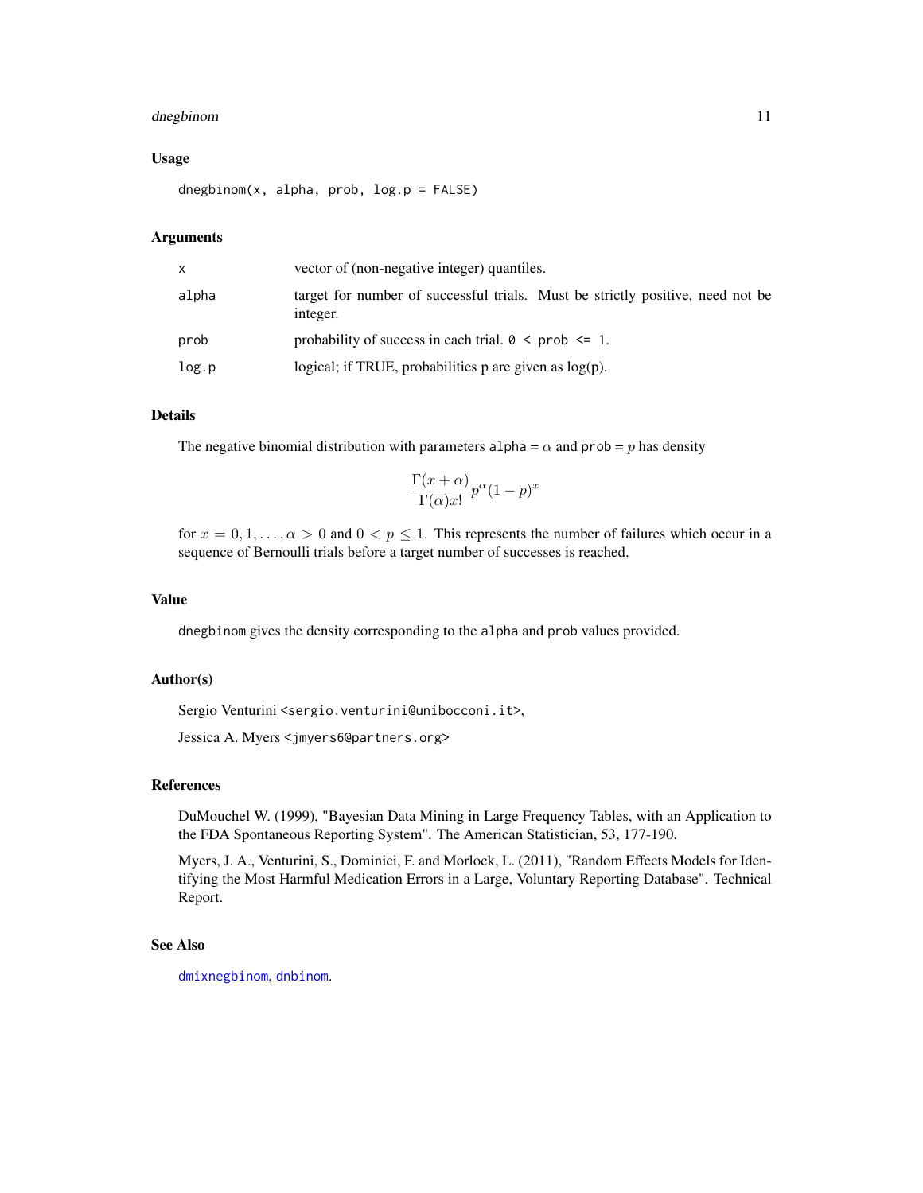## Usage

```
dnegbinom(x, alpha, prob, log.p = FALSE)
```

## Arguments

| | |
|---|---|
| x | vector of (non-negative integer) quantiles. |
| alpha | target for number of successful trials. Must be strictly positive, need not be integer. |
| prob | probability of success in each trial. `0 < prob <= 1`. |
| log.p | logical; if TRUE, probabilities p are given as log(p). |

## Details

The negative binomial distribution with parameters `alpha` = $\alpha$ and `prob` = $p$ has density

$$\frac{\Gamma(x+\alpha)}{\Gamma(\alpha)x!}p^{\alpha}(1-p)^{x}$$

for $x = 0, 1, \ldots, \alpha > 0$ and $0 < p \leq 1$. This represents the number of failures which occur in a sequence of Bernoulli trials before a target number of successes is reached.

## Value

`dnegbinom` gives the density corresponding to the `alpha` and `prob` values provided.

## Author(s)

Sergio Venturini <sergio.venturini@unibocconi.it>,

Jessica A. Myers <jmyers6@partners.org>

## References

DuMouchel W. (1999), "Bayesian Data Mining in Large Frequency Tables, with an Application to the FDA Spontaneous Reporting System". The American Statistician, 53, 177-190.

Myers, J. A., Venturini, S., Dominici, F. and Morlock, L. (2011), "Random Effects Models for Identifying the Most Harmful Medication Errors in a Large, Voluntary Reporting Database". Technical Report.

## See Also

`dmixnegbinom`, `dnbinom`.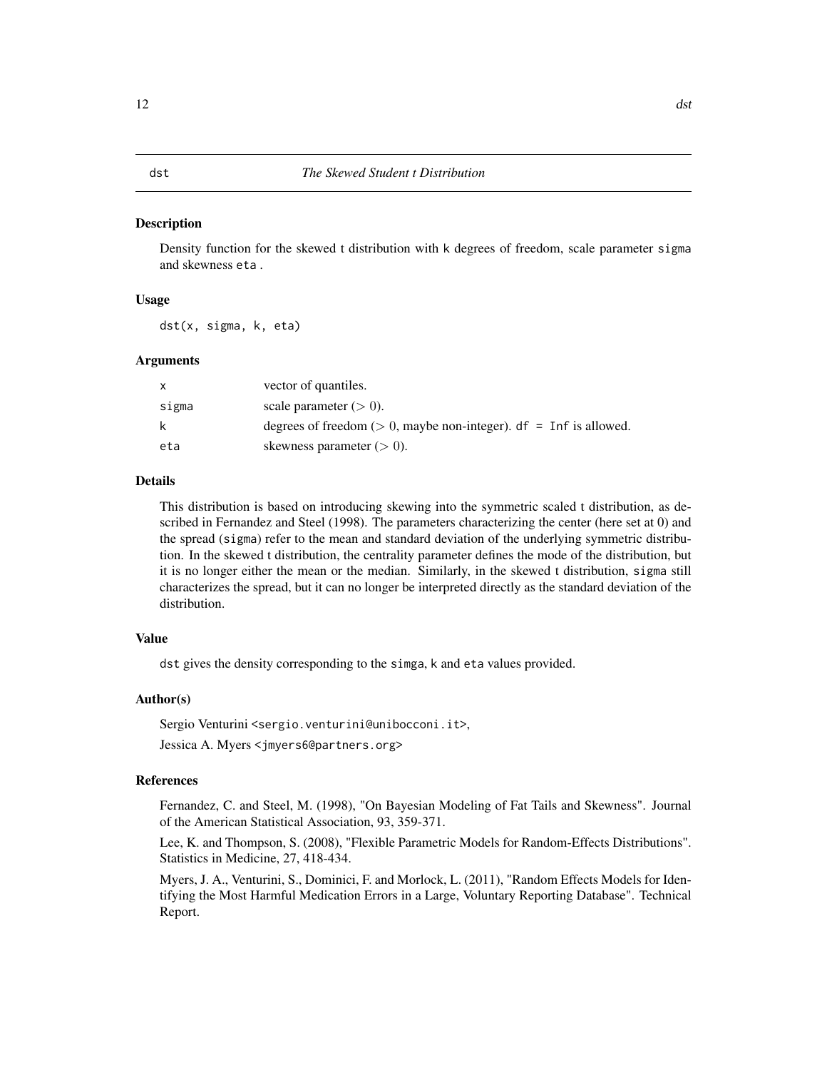# dst — *The Skewed Student t Distribution*

## Description

Density function for the skewed t distribution with k degrees of freedom, scale parameter sigma and skewness eta .

## Usage

```
dst(x, sigma, k, eta)
```

## Arguments

| | |
|---|---|
| x | vector of quantiles. |
| sigma | scale parameter ($> 0$). |
| k | degrees of freedom ($> 0$, maybe non-integer). df = Inf is allowed. |
| eta | skewness parameter ($> 0$). |

## Details

This distribution is based on introducing skewing into the symmetric scaled t distribution, as described in Fernandez and Steel (1998). The parameters characterizing the center (here set at 0) and the spread (sigma) refer to the mean and standard deviation of the underlying symmetric distribution. In the skewed t distribution, the centrality parameter defines the mode of the distribution, but it is no longer either the mean or the median. Similarly, in the skewed t distribution, sigma still characterizes the spread, but it can no longer be interpreted directly as the standard deviation of the distribution.

## Value

dst gives the density corresponding to the simga, k and eta values provided.

## Author(s)

Sergio Venturini <sergio.venturini@unibocconi.it>,

Jessica A. Myers <jmyers6@partners.org>

## References

Fernandez, C. and Steel, M. (1998), "On Bayesian Modeling of Fat Tails and Skewness". Journal of the American Statistical Association, 93, 359-371.

Lee, K. and Thompson, S. (2008), "Flexible Parametric Models for Random-Effects Distributions". Statistics in Medicine, 27, 418-434.

Myers, J. A., Venturini, S., Dominici, F. and Morlock, L. (2011), "Random Effects Models for Identifying the Most Harmful Medication Errors in a Large, Voluntary Reporting Database". Technical Report.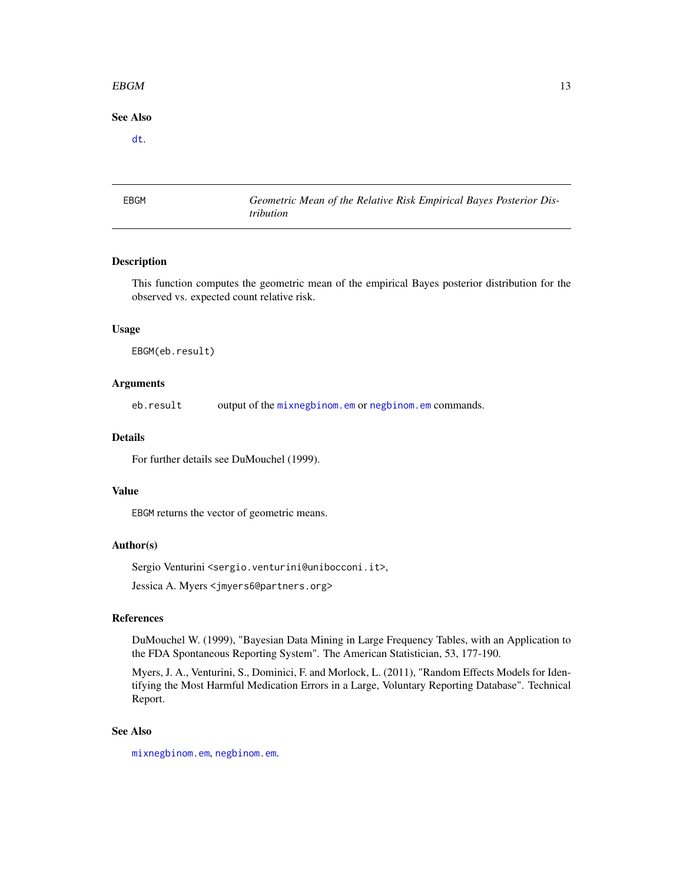## See Also

dt.

---

## EBGM — *Geometric Mean of the Relative Risk Empirical Bayes Posterior Distribution*

---

### Description

This function computes the geometric mean of the empirical Bayes posterior distribution for the observed vs. expected count relative risk.

### Usage

```
EBGM(eb.result)
```

### Arguments

| | |
|---|---|
| eb.result | output of the mixnegbinom.em or negbinom.em commands. |

### Details

For further details see DuMouchel (1999).

### Value

EBGM returns the vector of geometric means.

### Author(s)

Sergio Venturini <sergio.venturini@unibocconi.it>,

Jessica A. Myers <jmyers6@partners.org>

### References

DuMouchel W. (1999), "Bayesian Data Mining in Large Frequency Tables, with an Application to the FDA Spontaneous Reporting System". The American Statistician, 53, 177-190.

Myers, J. A., Venturini, S., Dominici, F. and Morlock, L. (2011), "Random Effects Models for Identifying the Most Harmful Medication Errors in a Large, Voluntary Reporting Database". Technical Report.

### See Also

mixnegbinom.em, negbinom.em.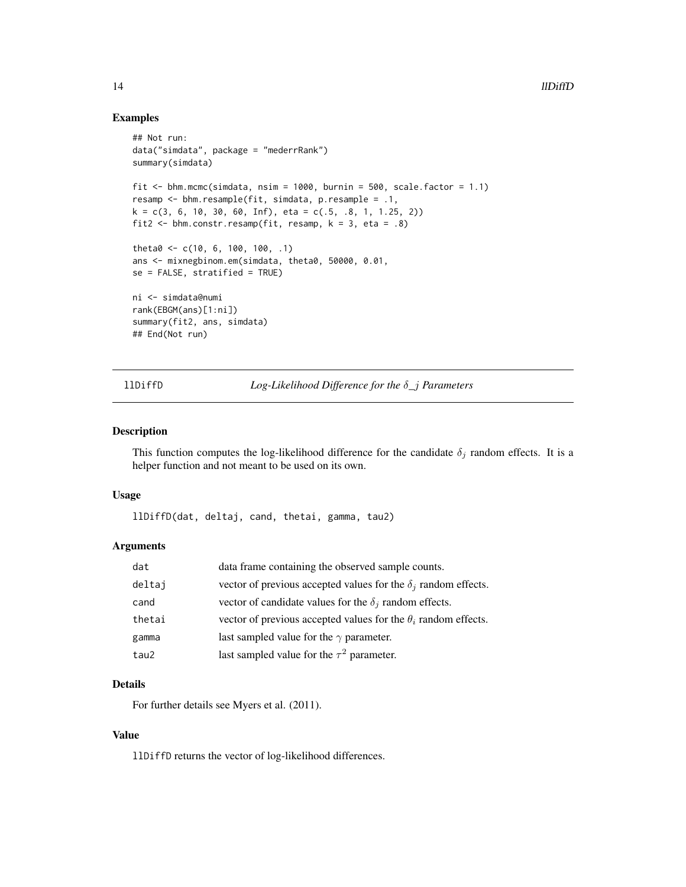## Examples

```
## Not run:
data("simdata", package = "mederrRank")
summary(simdata)

fit <- bhm.mcmc(simdata, nsim = 1000, burnin = 500, scale.factor = 1.1)
resamp <- bhm.resample(fit, simdata, p.resample = .1,
k = c(3, 6, 10, 30, 60, Inf), eta = c(.5, .8, 1, 1.25, 2))
fit2 <- bhm.constr.resamp(fit, resamp, k = 3, eta = .8)

theta0 <- c(10, 6, 100, 100, .1)
ans <- mixnegbinom.em(simdata, theta0, 50000, 0.01,
se = FALSE, stratified = TRUE)

ni <- simdata@numi
rank(EBGM(ans)[1:ni])
summary(fit2, ans, simdata)
## End(Not run)
```

---

# llDiffD — *Log-Likelihood Difference for the $\delta$_j Parameters*

## Description

This function computes the log-likelihood difference for the candidate $\delta_j$ random effects. It is a helper function and not meant to be used on its own.

## Usage

```
llDiffD(dat, deltaj, cand, thetai, gamma, tau2)
```

## Arguments

| | |
|---|---|
| `dat` | data frame containing the observed sample counts. |
| `deltaj` | vector of previous accepted values for the $\delta_j$ random effects. |
| `cand` | vector of candidate values for the $\delta_j$ random effects. |
| `thetai` | vector of previous accepted values for the $\theta_i$ random effects. |
| `gamma` | last sampled value for the $\gamma$ parameter. |
| `tau2` | last sampled value for the $\tau^2$ parameter. |

## Details

For further details see Myers et al. (2011).

## Value

`llDiffD` returns the vector of log-likelihood differences.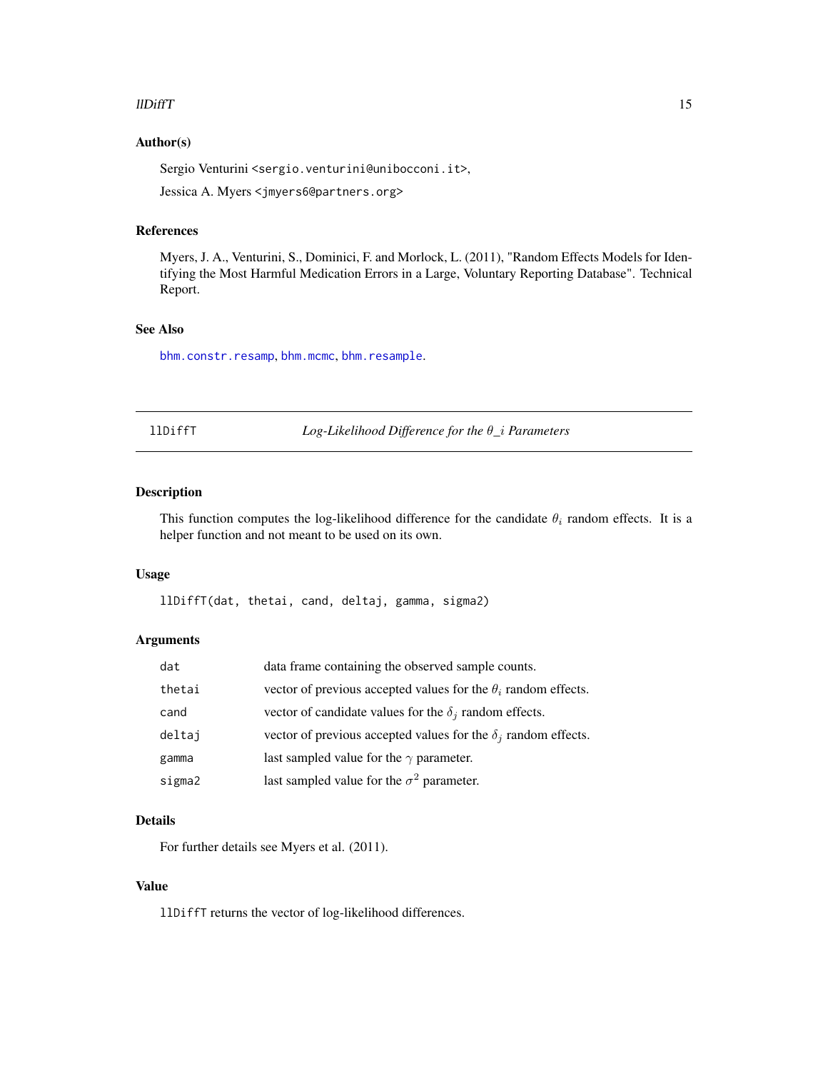### Author(s)

Sergio Venturini <sergio.venturini@unibocconi.it>,

Jessica A. Myers <jmyers6@partners.org>

### References

Myers, J. A., Venturini, S., Dominici, F. and Morlock, L. (2011), "Random Effects Models for Identifying the Most Harmful Medication Errors in a Large, Voluntary Reporting Database". Technical Report.

### See Also

bhm.constr.resamp, bhm.mcmc, bhm.resample.

---

## llDiffT — *Log-Likelihood Difference for the $\theta\_i$ Parameters*

---

### Description

This function computes the log-likelihood difference for the candidate $\theta_i$ random effects. It is a helper function and not meant to be used on its own.

### Usage

```
llDiffT(dat, thetai, cand, deltaj, gamma, sigma2)
```

### Arguments

| | |
|---|---|
| `dat` | data frame containing the observed sample counts. |
| `thetai` | vector of previous accepted values for the $\theta_i$ random effects. |
| `cand` | vector of candidate values for the $\delta_j$ random effects. |
| `deltaj` | vector of previous accepted values for the $\delta_j$ random effects. |
| `gamma` | last sampled value for the $\gamma$ parameter. |
| `sigma2` | last sampled value for the $\sigma^2$ parameter. |

### Details

For further details see Myers et al. (2011).

### Value

`llDiffT` returns the vector of log-likelihood differences.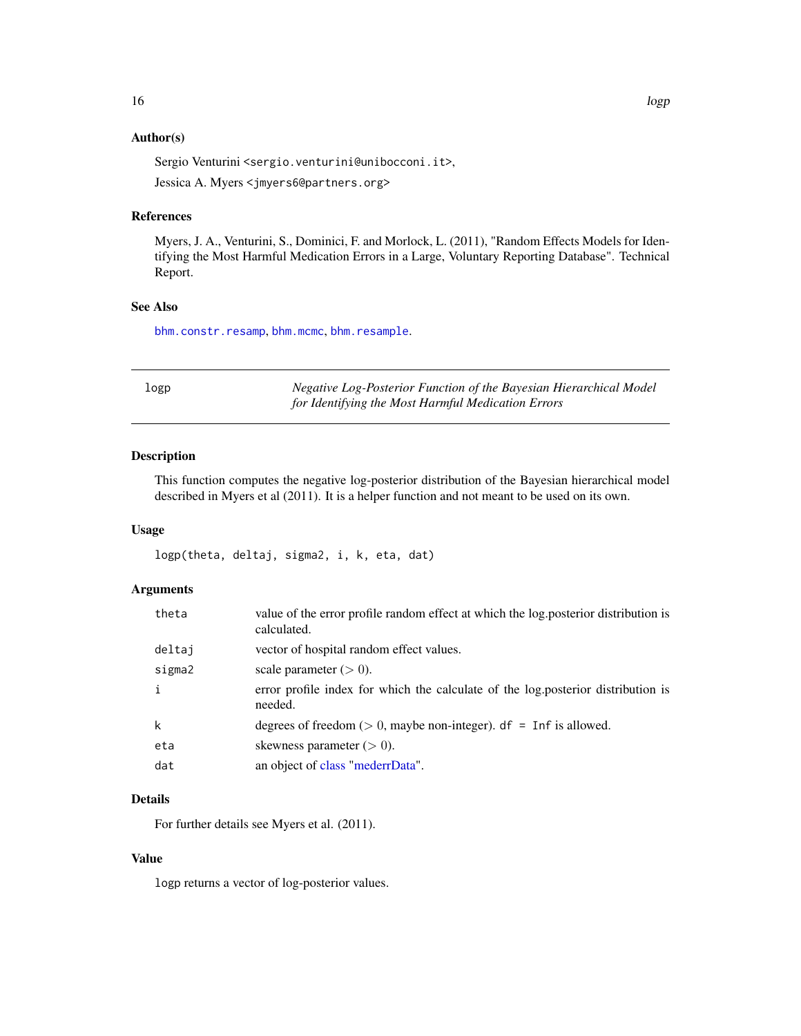### Author(s)

Sergio Venturini <sergio.venturini@unibocconi.it>,

Jessica A. Myers <jmyers6@partners.org>

### References

Myers, J. A., Venturini, S., Dominici, F. and Morlock, L. (2011), "Random Effects Models for Identifying the Most Harmful Medication Errors in a Large, Voluntary Reporting Database". Technical Report.

### See Also

bhm.constr.resamp, bhm.mcmc, bhm.resample.

---

## logp — *Negative Log-Posterior Function of the Bayesian Hierarchical Model for Identifying the Most Harmful Medication Errors*

### Description

This function computes the negative log-posterior distribution of the Bayesian hierarchical model described in Myers et al (2011). It is a helper function and not meant to be used on its own.

### Usage

```
logp(theta, deltaj, sigma2, i, k, eta, dat)
```

### Arguments

| | |
|---|---|
| theta | value of the error profile random effect at which the log.posterior distribution is calculated. |
| deltaj | vector of hospital random effect values. |
| sigma2 | scale parameter ($> 0$). |
| i | error profile index for which the calculate of the log.posterior distribution is needed. |
| k | degrees of freedom ($> 0$, maybe non-integer). `df = Inf` is allowed. |
| eta | skewness parameter ($> 0$). |
| dat | an object of class "mederrData". |

### Details

For further details see Myers et al. (2011).

### Value

`logp` returns a vector of log-posterior values.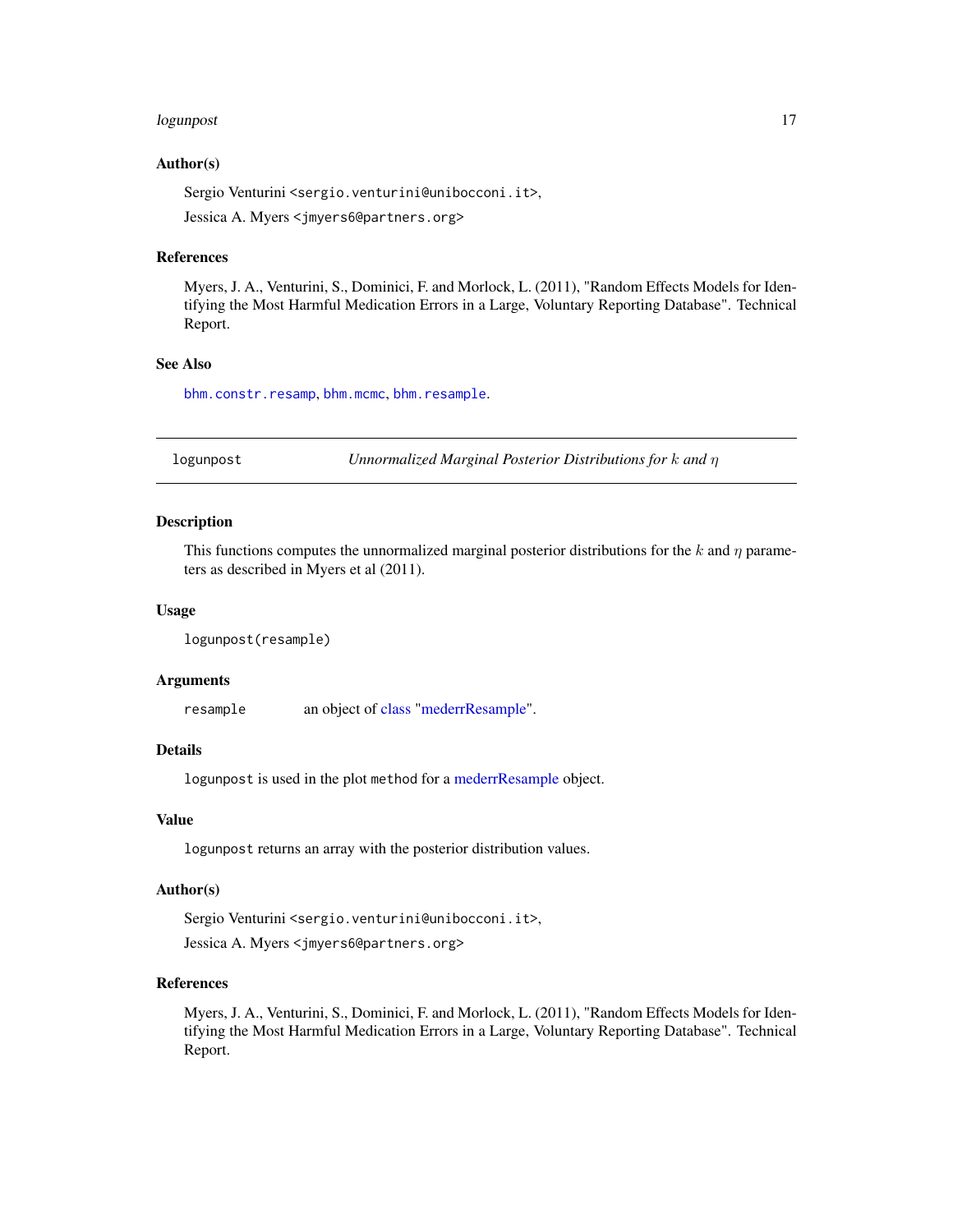### Author(s)

Sergio Venturini <sergio.venturini@unibocconi.it>,

Jessica A. Myers <jmyers6@partners.org>

### References

Myers, J. A., Venturini, S., Dominici, F. and Morlock, L. (2011), "Random Effects Models for Identifying the Most Harmful Medication Errors in a Large, Voluntary Reporting Database". Technical Report.

### See Also

bhm.constr.resamp, bhm.mcmc, bhm.resample.

---

## logunpost — *Unnormalized Marginal Posterior Distributions for $k$ and $\eta$*

### Description

This functions computes the unnormalized marginal posterior distributions for the $k$ and $\eta$ parameters as described in Myers et al (2011).

### Usage

```
logunpost(resample)
```

### Arguments

| | |
|---|---|
| `resample` | an object of class "mederrResample". |

### Details

`logunpost` is used in the plot `method` for a mederrResample object.

### Value

`logunpost` returns an array with the posterior distribution values.

### Author(s)

Sergio Venturini <sergio.venturini@unibocconi.it>,

Jessica A. Myers <jmyers6@partners.org>

### References

Myers, J. A., Venturini, S., Dominici, F. and Morlock, L. (2011), "Random Effects Models for Identifying the Most Harmful Medication Errors in a Large, Voluntary Reporting Database". Technical Report.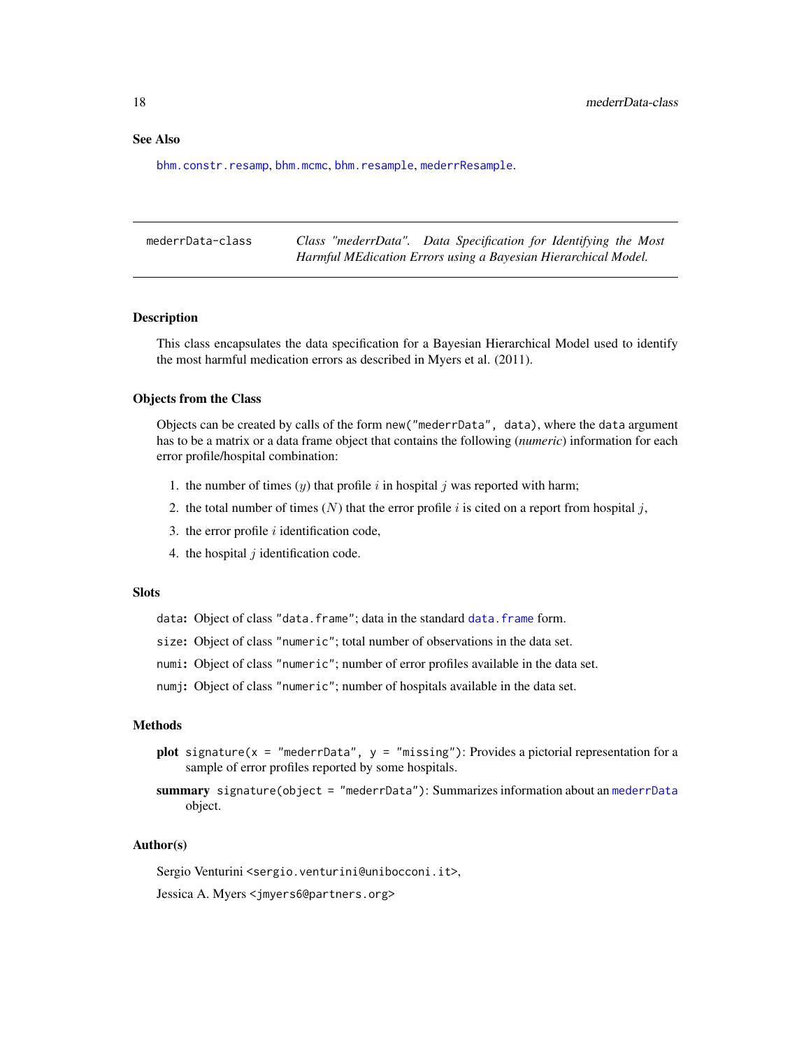### See Also

`bhm.constr.resamp`, `bhm.mcmc`, `bhm.resample`, `mederrResample`.

---

## mederrData-class — *Class "mederrData". Data Specification for Identifying the Most Harmful MEdication Errors using a Bayesian Hierarchical Model.*

---

### Description

This class encapsulates the data specification for a Bayesian Hierarchical Model used to identify the most harmful medication errors as described in Myers et al. (2011).

### Objects from the Class

Objects can be created by calls of the form `new("mederrData", data)`, where the `data` argument has to be a matrix or a data frame object that contains the following (*numeric*) information for each error profile/hospital combination:

1. the number of times ($y$) that profile $i$ in hospital $j$ was reported with harm;
2. the total number of times ($N$) that the error profile $i$ is cited on a report from hospital $j$,
3. the error profile $i$ identification code,
4. the hospital $j$ identification code.

### Slots

`data`**:** Object of class `"data.frame"`; data in the standard `data.frame` form.

`size`**:** Object of class `"numeric"`; total number of observations in the data set.

`numi`**:** Object of class `"numeric"`; number of error profiles available in the data set.

`numj`**:** Object of class `"numeric"`; number of hospitals available in the data set.

### Methods

**plot** `signature(x = "mederrData", y = "missing")`: Provides a pictorial representation for a sample of error profiles reported by some hospitals.

**summary** `signature(object = "mederrData")`: Summarizes information about an `mederrData` object.

### Author(s)

Sergio Venturini <sergio.venturini@unibocconi.it>,

Jessica A. Myers <jmyers6@partners.org>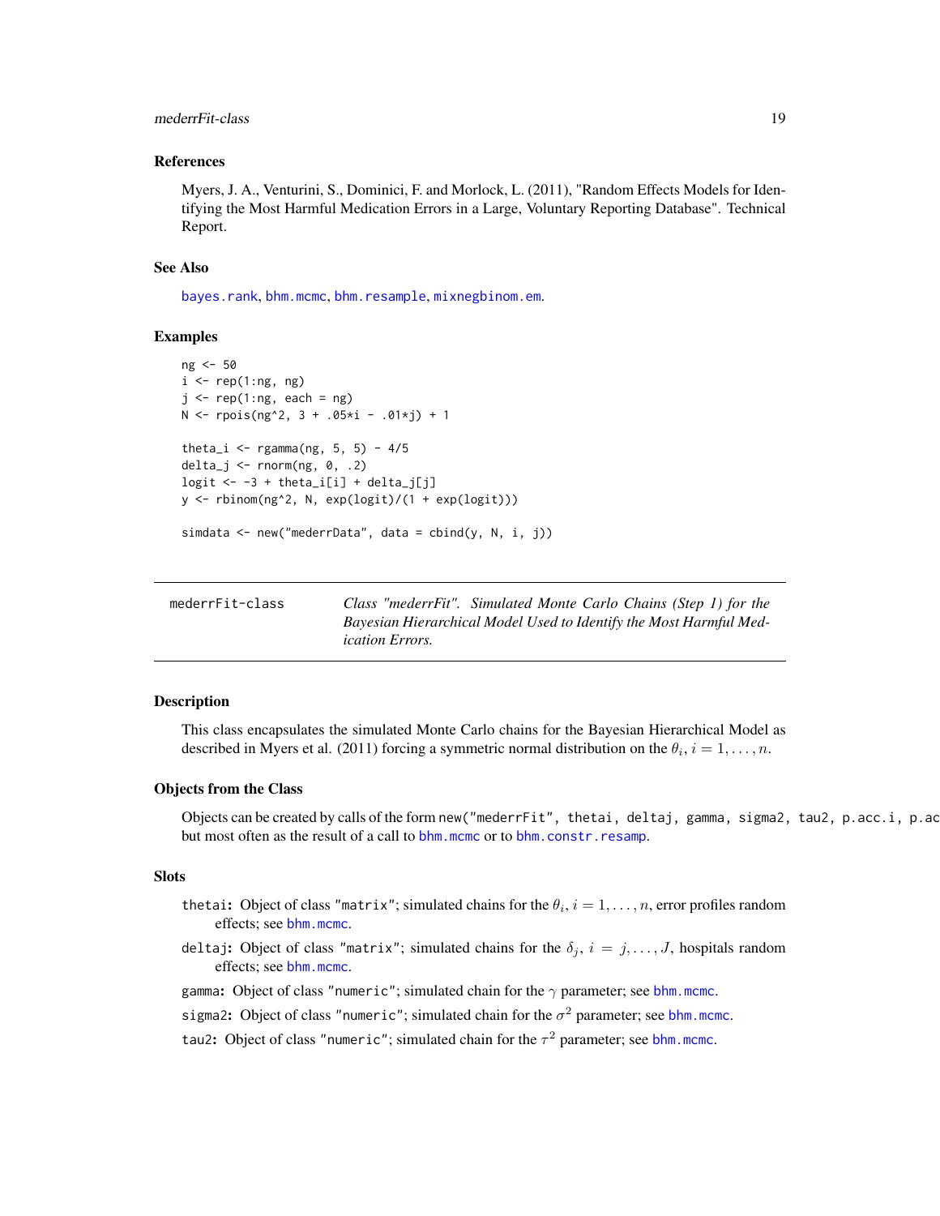### References

Myers, J. A., Venturini, S., Dominici, F. and Morlock, L. (2011), "Random Effects Models for Identifying the Most Harmful Medication Errors in a Large, Voluntary Reporting Database". Technical Report.

### See Also

bayes.rank, bhm.mcmc, bhm.resample, mixnegbinom.em.

### Examples

```
ng <- 50
i <- rep(1:ng, ng)
j <- rep(1:ng, each = ng)
N <- rpois(ng^2, 3 + .05*i - .01*j) + 1

theta_i <- rgamma(ng, 5, 5) - 4/5
delta_j <- rnorm(ng, 0, .2)
logit <- -3 + theta_i[i] + delta_j[j]
y <- rbinom(ng^2, N, exp(logit)/(1 + exp(logit)))

simdata <- new("mederrData", data = cbind(y, N, i, j))
```

---

## mederrFit-class

*Class "mederrFit". Simulated Monte Carlo Chains (Step 1) for the Bayesian Hierarchical Model Used to Identify the Most Harmful Medication Errors.*

---

### Description

This class encapsulates the simulated Monte Carlo chains for the Bayesian Hierarchical Model as described in Myers et al. (2011) forcing a symmetric normal distribution on the $\theta_i$, $i = 1, \ldots, n$.

### Objects from the Class

Objects can be created by calls of the form `new("mederrFit", thetai, deltaj, gamma, sigma2, tau2, p.acc.i, p.ac` but most often as the result of a call to bhm.mcmc or to bhm.constr.resamp.

### Slots

**thetai**: Object of class "matrix"; simulated chains for the $\theta_i$, $i = 1, \ldots, n$, error profiles random effects; see bhm.mcmc.

**deltaj**: Object of class "matrix"; simulated chains for the $\delta_j$, $i = j, \ldots, J$, hospitals random effects; see bhm.mcmc.

**gamma**: Object of class "numeric"; simulated chain for the $\gamma$ parameter; see bhm.mcmc.

**sigma2**: Object of class "numeric"; simulated chain for the $\sigma^2$ parameter; see bhm.mcmc.

**tau2**: Object of class "numeric"; simulated chain for the $\tau^2$ parameter; see bhm.mcmc.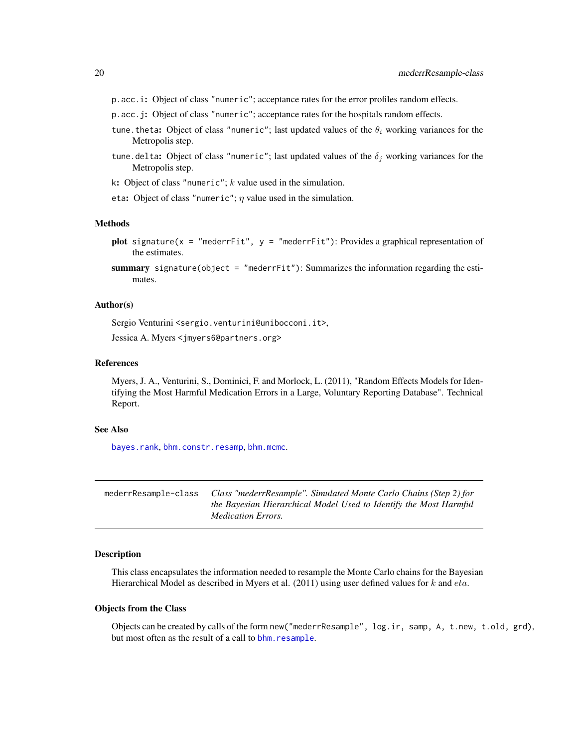p.acc.i: Object of class "numeric"; acceptance rates for the error profiles random effects.

p.acc.j: Object of class "numeric"; acceptance rates for the hospitals random effects.

tune.theta: Object of class "numeric"; last updated values of the $\theta_i$ working variances for the Metropolis step.

tune.delta: Object of class "numeric"; last updated values of the $\delta_j$ working variances for the Metropolis step.

k: Object of class "numeric"; $k$ value used in the simulation.

eta: Object of class "numeric"; $\eta$ value used in the simulation.

### Methods

**plot** signature(x = "mederrFit", y = "mederrFit"): Provides a graphical representation of the estimates.

**summary** signature(object = "mederrFit"): Summarizes the information regarding the estimates.

### Author(s)

Sergio Venturini <sergio.venturini@unibocconi.it>,

Jessica A. Myers <jmyers6@partners.org>

### References

Myers, J. A., Venturini, S., Dominici, F. and Morlock, L. (2011), "Random Effects Models for Identifying the Most Harmful Medication Errors in a Large, Voluntary Reporting Database". Technical Report.

### See Also

bayes.rank, bhm.constr.resamp, bhm.mcmc.

---

## mederrResample-class — *Class "mederrResample". Simulated Monte Carlo Chains (Step 2) for the Bayesian Hierarchical Model Used to Identify the Most Harmful Medication Errors.*

### Description

This class encapsulates the information needed to resample the Monte Carlo chains for the Bayesian Hierarchical Model as described in Myers et al. (2011) using user defined values for $k$ and $eta$.

### Objects from the Class

Objects can be created by calls of the form new("mederrResample", log.ir, samp, A, t.new, t.old, grd), but most often as the result of a call to bhm.resample.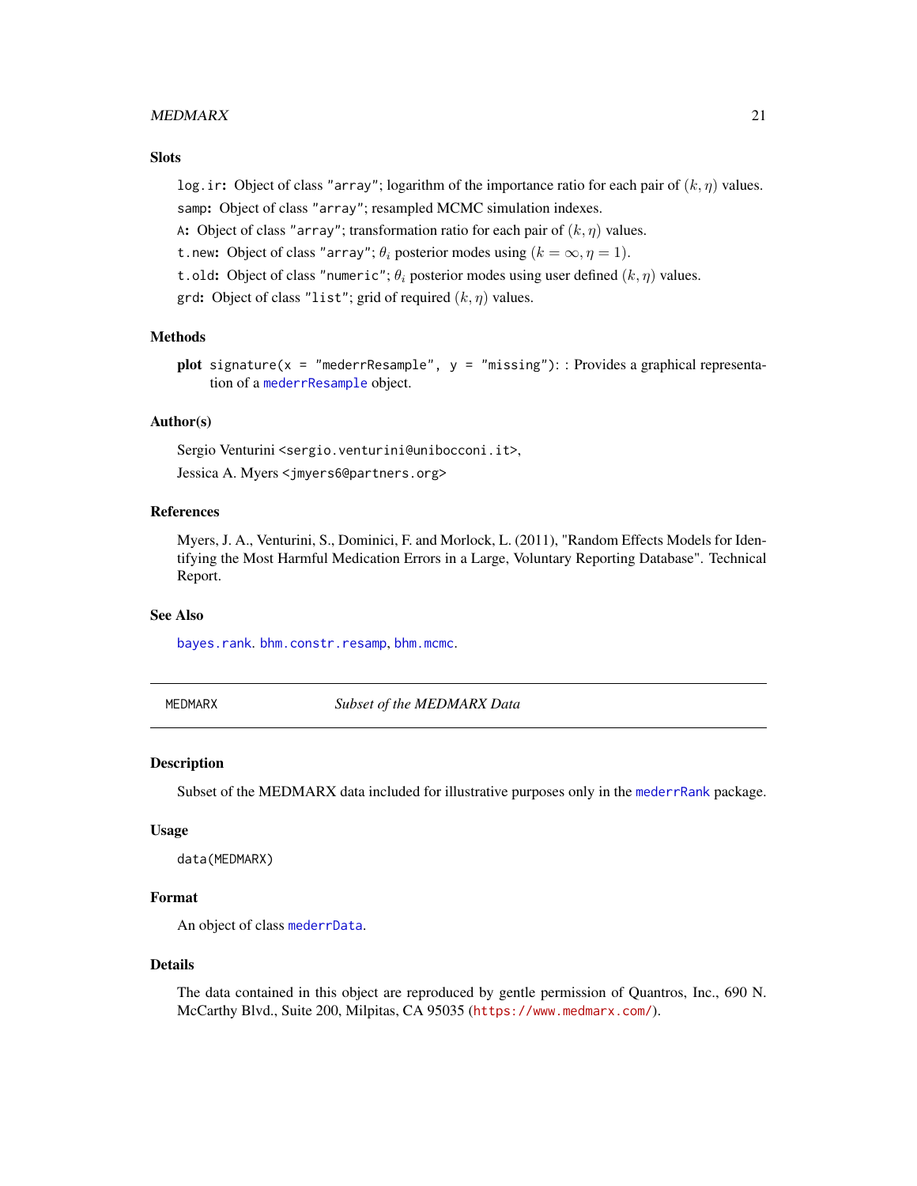### Slots

`log.ir`: Object of class `"array"`; logarithm of the importance ratio for each pair of $(k, \eta)$ values.

`samp`: Object of class `"array"`; resampled MCMC simulation indexes.

`A`: Object of class `"array"`; transformation ratio for each pair of $(k, \eta)$ values.

`t.new`: Object of class `"array"`; $\theta_i$ posterior modes using $(k = \infty, \eta = 1)$.

`t.old`: Object of class `"numeric"`; $\theta_i$ posterior modes using user defined $(k, \eta)$ values.

`grd`: Object of class `"list"`; grid of required $(k, \eta)$ values.

### Methods

**plot** `signature(x = "mederrResample", y = "missing")`: : Provides a graphical representation of a `mederrResample` object.

### Author(s)

Sergio Venturini <sergio.venturini@unibocconi.it>,

Jessica A. Myers <jmyers6@partners.org>

### References

Myers, J. A., Venturini, S., Dominici, F. and Morlock, L. (2011), "Random Effects Models for Identifying the Most Harmful Medication Errors in a Large, Voluntary Reporting Database". Technical Report.

### See Also

`bayes.rank`. `bhm.constr.resamp`, `bhm.mcmc`.

---

## MEDMARX — *Subset of the MEDMARX Data*

### Description

Subset of the MEDMARX data included for illustrative purposes only in the `mederrRank` package.

### Usage

```
data(MEDMARX)
```

### Format

An object of class `mederrData`.

### Details

The data contained in this object are reproduced by gentle permission of Quantros, Inc., 690 N. McCarthy Blvd., Suite 200, Milpitas, CA 95035 (https://www.medmarx.com/).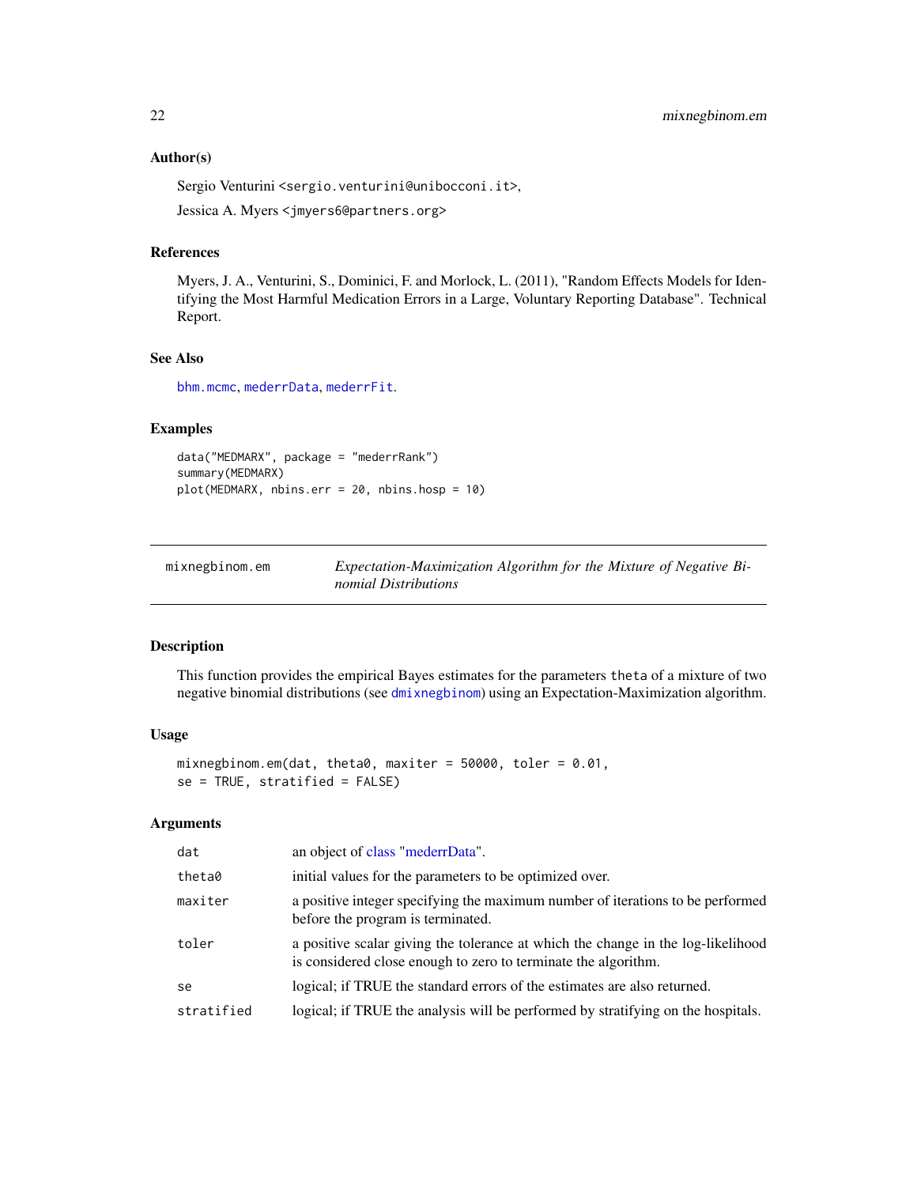### Author(s)

Sergio Venturini <sergio.venturini@unibocconi.it>,

Jessica A. Myers <jmyers6@partners.org>

### References

Myers, J. A., Venturini, S., Dominici, F. and Morlock, L. (2011), "Random Effects Models for Identifying the Most Harmful Medication Errors in a Large, Voluntary Reporting Database". Technical Report.

### See Also

bhm.mcmc, mederrData, mederrFit.

### Examples

```
data("MEDMARX", package = "mederrRank")
summary(MEDMARX)
plot(MEDMARX, nbins.err = 20, nbins.hosp = 10)
```

---

## mixnegbinom.em — *Expectation-Maximization Algorithm for the Mixture of Negative Binomial Distributions*

### Description

This function provides the empirical Bayes estimates for the parameters theta of a mixture of two negative binomial distributions (see dmixnegbinom) using an Expectation-Maximization algorithm.

### Usage

```
mixnegbinom.em(dat, theta0, maxiter = 50000, toler = 0.01,
se = TRUE, stratified = FALSE)
```

### Arguments

| | |
|---|---|
| dat | an object of class "mederrData". |
| theta0 | initial values for the parameters to be optimized over. |
| maxiter | a positive integer specifying the maximum number of iterations to be performed before the program is terminated. |
| toler | a positive scalar giving the tolerance at which the change in the log-likelihood is considered close enough to zero to terminate the algorithm. |
| se | logical; if TRUE the standard errors of the estimates are also returned. |
| stratified | logical; if TRUE the analysis will be performed by stratifying on the hospitals. |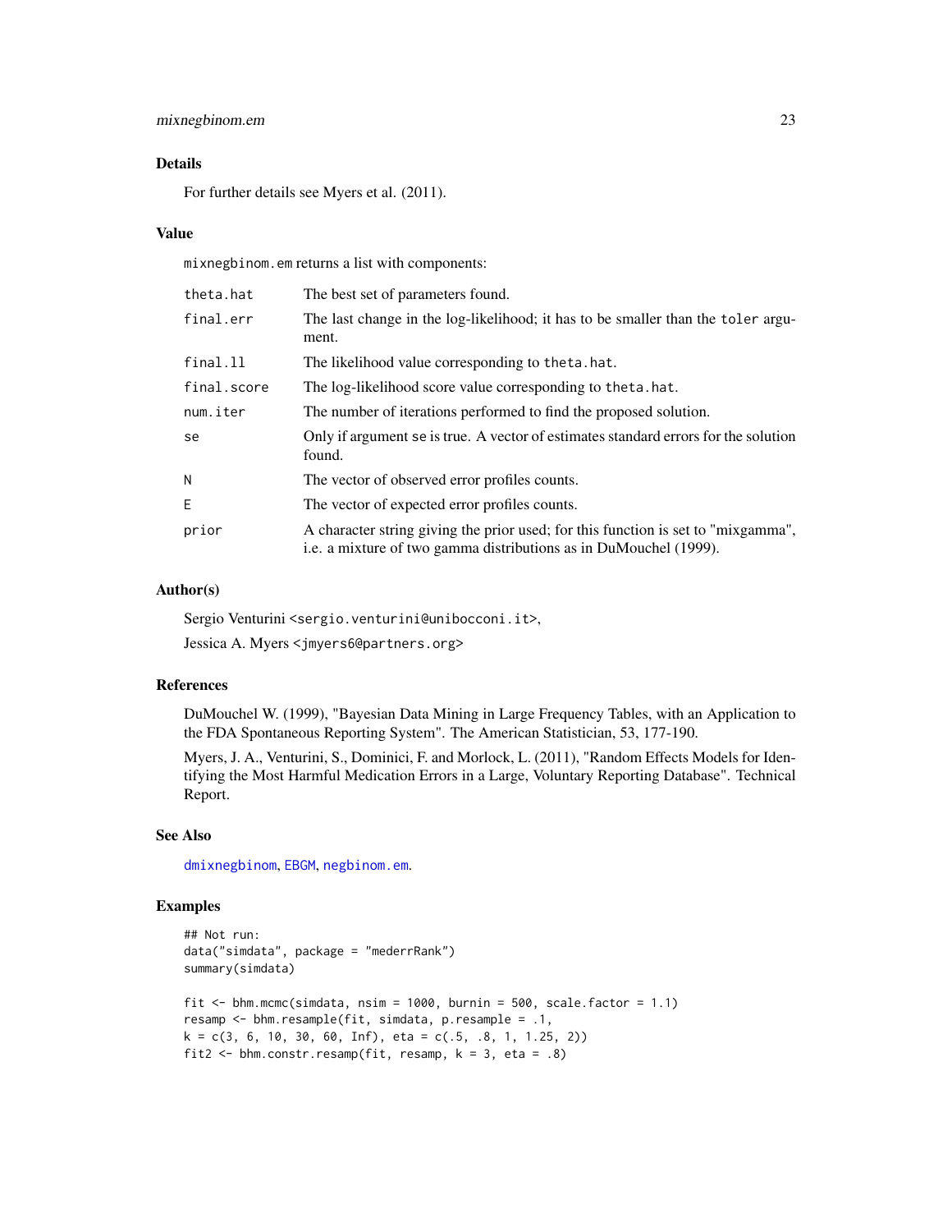### Details

For further details see Myers et al. (2011).

### Value

mixnegbinom.em returns a list with components:

| | |
|---|---|
| theta.hat | The best set of parameters found. |
| final.err | The last change in the log-likelihood; it has to be smaller than the toler argument. |
| final.ll | The likelihood value corresponding to theta.hat. |
| final.score | The log-likelihood score value corresponding to theta.hat. |
| num.iter | The number of iterations performed to find the proposed solution. |
| se | Only if argument se is true. A vector of estimates standard errors for the solution found. |
| N | The vector of observed error profiles counts. |
| E | The vector of expected error profiles counts. |
| prior | A character string giving the prior used; for this function is set to "mixgamma", i.e. a mixture of two gamma distributions as in DuMouchel (1999). |

### Author(s)

Sergio Venturini <sergio.venturini@unibocconi.it>,

Jessica A. Myers <jmyers6@partners.org>

### References

DuMouchel W. (1999), "Bayesian Data Mining in Large Frequency Tables, with an Application to the FDA Spontaneous Reporting System". The American Statistician, 53, 177-190.

Myers, J. A., Venturini, S., Dominici, F. and Morlock, L. (2011), "Random Effects Models for Identifying the Most Harmful Medication Errors in a Large, Voluntary Reporting Database". Technical Report.

### See Also

dmixnegbinom, EBGM, negbinom.em.

### Examples

```
## Not run:
data("simdata", package = "mederrRank")
summary(simdata)

fit <- bhm.mcmc(simdata, nsim = 1000, burnin = 500, scale.factor = 1.1)
resamp <- bhm.resample(fit, simdata, p.resample = .1,
k = c(3, 6, 10, 30, 60, Inf), eta = c(.5, .8, 1, 1.25, 2))
fit2 <- bhm.constr.resamp(fit, resamp, k = 3, eta = .8)
```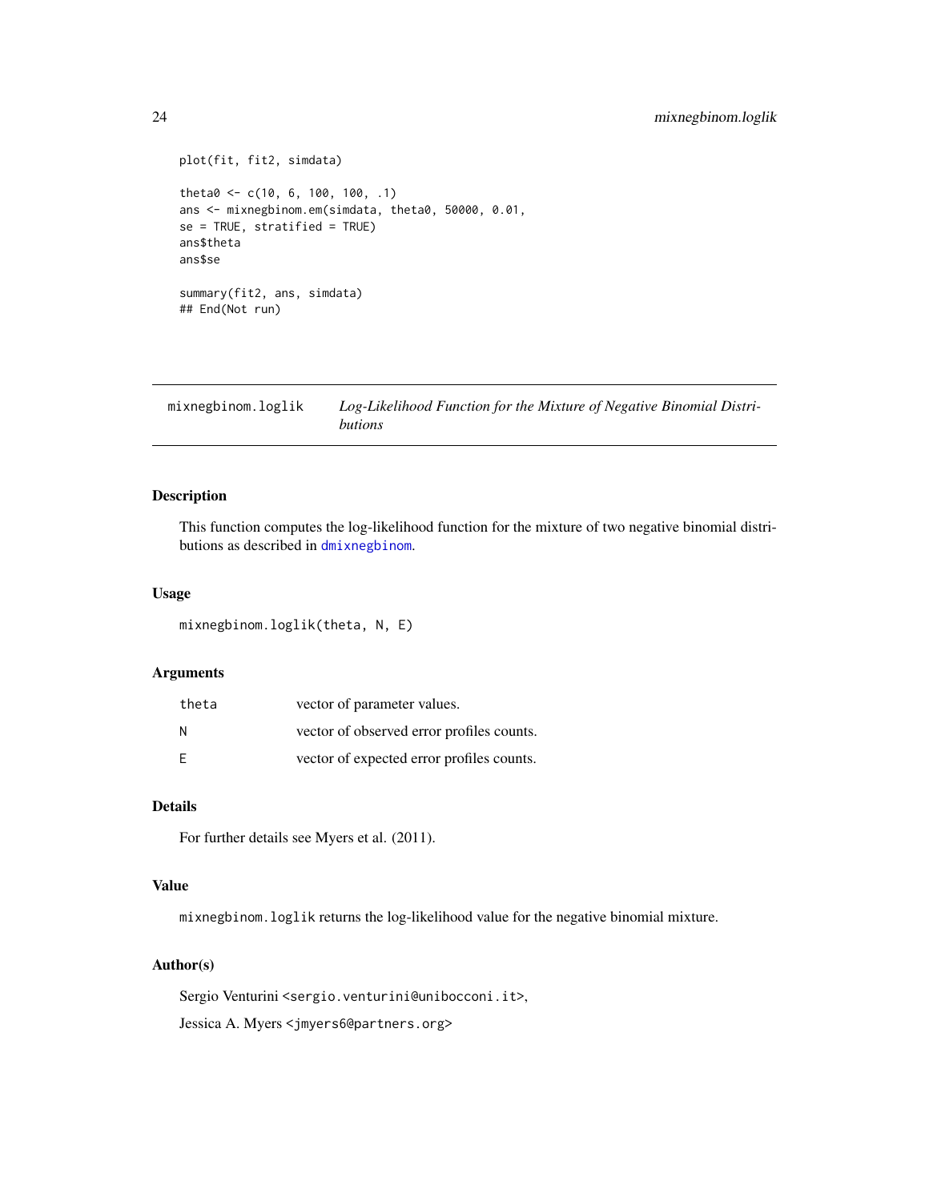```
plot(fit, fit2, simdata)

theta0 <- c(10, 6, 100, 100, .1)
ans <- mixnegbinom.em(simdata, theta0, 50000, 0.01,
se = TRUE, stratified = TRUE)
ans$theta
ans$se

summary(fit2, ans, simdata)
## End(Not run)
```

---

# mixnegbinom.loglik — *Log-Likelihood Function for the Mixture of Negative Binomial Distributions*

---

## Description

This function computes the log-likelihood function for the mixture of two negative binomial distributions as described in dmixnegbinom.

## Usage

```
mixnegbinom.loglik(theta, N, E)
```

## Arguments

| | |
|---|---|
| theta | vector of parameter values. |
| N | vector of observed error profiles counts. |
| E | vector of expected error profiles counts. |

## Details

For further details see Myers et al. (2011).

## Value

mixnegbinom.loglik returns the log-likelihood value for the negative binomial mixture.

## Author(s)

Sergio Venturini <sergio.venturini@unibocconi.it>,

Jessica A. Myers <jmyers6@partners.org>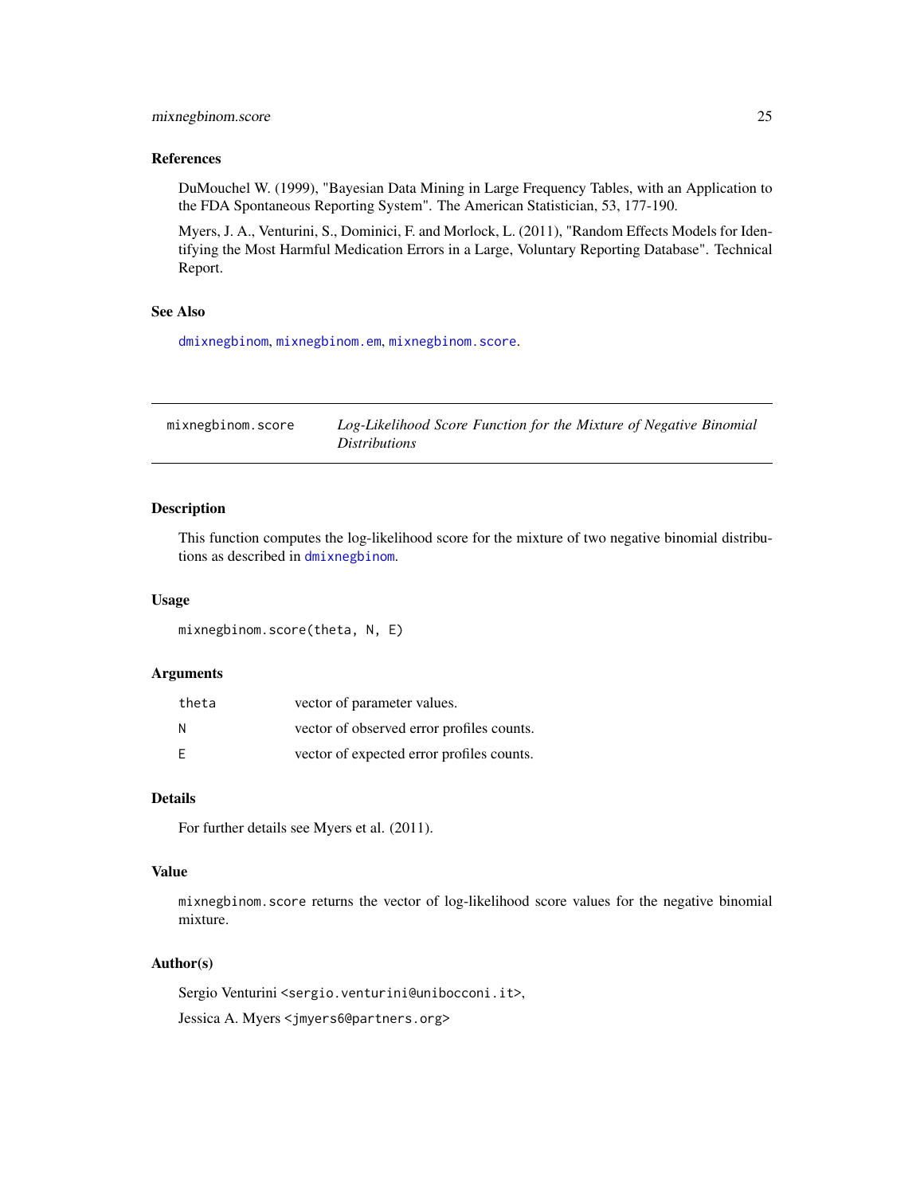### References

DuMouchel W. (1999), "Bayesian Data Mining in Large Frequency Tables, with an Application to the FDA Spontaneous Reporting System". The American Statistician, 53, 177-190.

Myers, J. A., Venturini, S., Dominici, F. and Morlock, L. (2011), "Random Effects Models for Identifying the Most Harmful Medication Errors in a Large, Voluntary Reporting Database". Technical Report.

### See Also

`dmixnegbinom`, `mixnegbinom.em`, `mixnegbinom.score`.

---

## mixnegbinom.score — *Log-Likelihood Score Function for the Mixture of Negative Binomial Distributions*

---

### Description

This function computes the log-likelihood score for the mixture of two negative binomial distributions as described in `dmixnegbinom`.

### Usage

```
mixnegbinom.score(theta, N, E)
```

### Arguments

| | |
|---|---|
| `theta` | vector of parameter values. |
| `N` | vector of observed error profiles counts. |
| `E` | vector of expected error profiles counts. |

### Details

For further details see Myers et al. (2011).

### Value

`mixnegbinom.score` returns the vector of log-likelihood score values for the negative binomial mixture.

### Author(s)

Sergio Venturini <`sergio.venturini@unibocconi.it`>,

Jessica A. Myers <`jmyers6@partners.org`>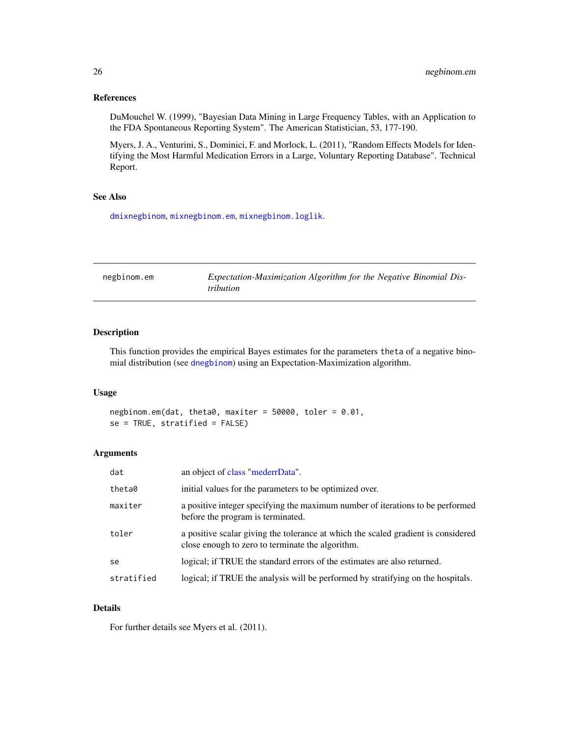## References

DuMouchel W. (1999), "Bayesian Data Mining in Large Frequency Tables, with an Application to the FDA Spontaneous Reporting System". The American Statistician, 53, 177-190.

Myers, J. A., Venturini, S., Dominici, F. and Morlock, L. (2011), "Random Effects Models for Identifying the Most Harmful Medication Errors in a Large, Voluntary Reporting Database". Technical Report.

## See Also

`dmixnegbinom`, `mixnegbinom.em`, `mixnegbinom.loglik`.

---

`negbinom.em` *Expectation-Maximization Algorithm for the Negative Binomial Distribution*

---

## Description

This function provides the empirical Bayes estimates for the parameters `theta` of a negative binomial distribution (see `dnegbinom`) using an Expectation-Maximization algorithm.

## Usage

```
negbinom.em(dat, theta0, maxiter = 50000, toler = 0.01,
se = TRUE, stratified = FALSE)
```

## Arguments

| | |
|---|---|
| `dat` | an object of class "mederrData". |
| `theta0` | initial values for the parameters to be optimized over. |
| `maxiter` | a positive integer specifying the maximum number of iterations to be performed before the program is terminated. |
| `toler` | a positive scalar giving the tolerance at which the scaled gradient is considered close enough to zero to terminate the algorithm. |
| `se` | logical; if TRUE the standard errors of the estimates are also returned. |
| `stratified` | logical; if TRUE the analysis will be performed by stratifying on the hospitals. |

## Details

For further details see Myers et al. (2011).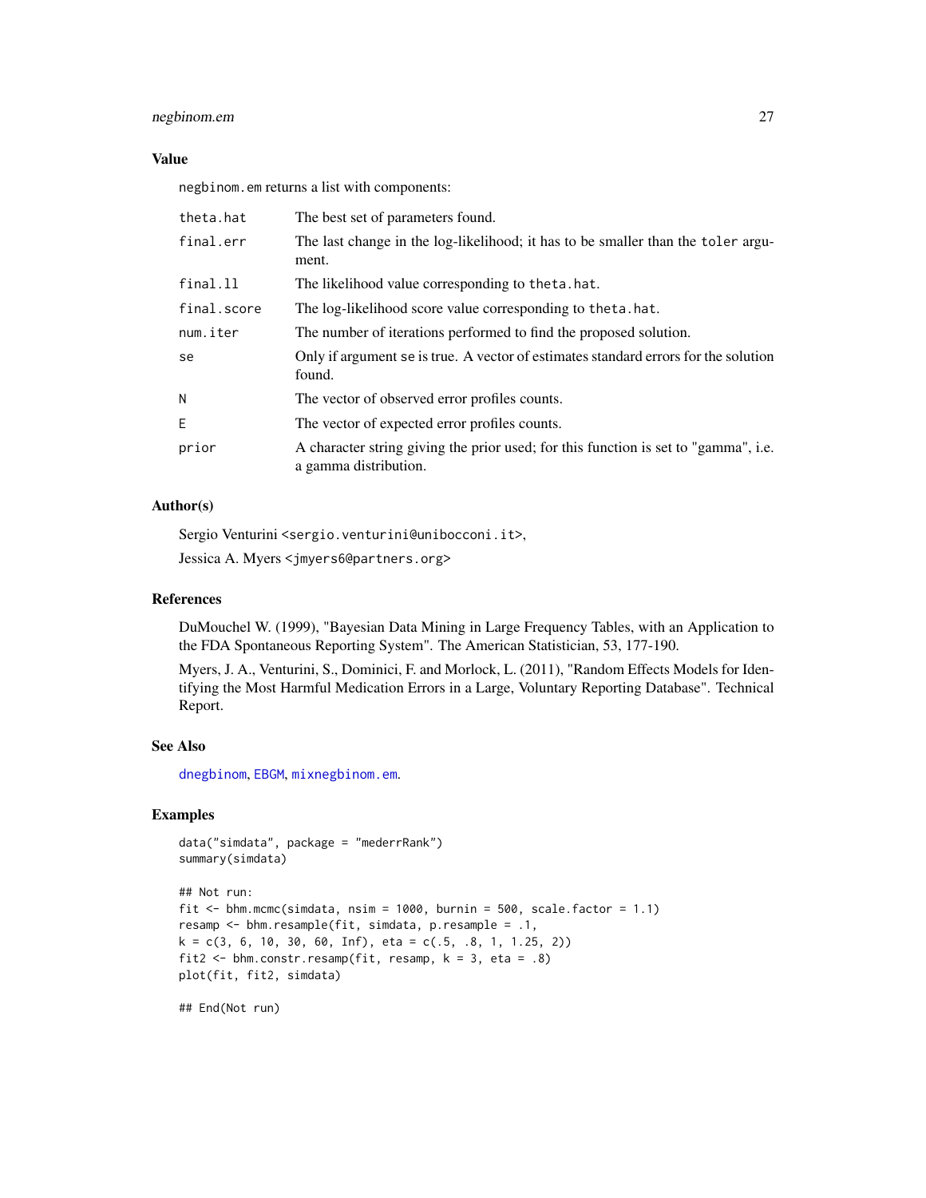## Value

negbinom.em returns a list with components:

| | |
|---|---|
| theta.hat | The best set of parameters found. |
| final.err | The last change in the log-likelihood; it has to be smaller than the toler argument. |
| final.ll | The likelihood value corresponding to theta.hat. |
| final.score | The log-likelihood score value corresponding to theta.hat. |
| num.iter | The number of iterations performed to find the proposed solution. |
| se | Only if argument se is true. A vector of estimates standard errors for the solution found. |
| N | The vector of observed error profiles counts. |
| E | The vector of expected error profiles counts. |
| prior | A character string giving the prior used; for this function is set to "gamma", i.e. a gamma distribution. |

## Author(s)

Sergio Venturini <sergio.venturini@unibocconi.it>,

Jessica A. Myers <jmyers6@partners.org>

## References

DuMouchel W. (1999), "Bayesian Data Mining in Large Frequency Tables, with an Application to the FDA Spontaneous Reporting System". The American Statistician, 53, 177-190.

Myers, J. A., Venturini, S., Dominici, F. and Morlock, L. (2011), "Random Effects Models for Identifying the Most Harmful Medication Errors in a Large, Voluntary Reporting Database". Technical Report.

## See Also

dnegbinom, EBGM, mixnegbinom.em.

## Examples

```
data("simdata", package = "mederrRank")
summary(simdata)

## Not run:
fit <- bhm.mcmc(simdata, nsim = 1000, burnin = 500, scale.factor = 1.1)
resamp <- bhm.resample(fit, simdata, p.resample = .1,
k = c(3, 6, 10, 30, 60, Inf), eta = c(.5, .8, 1, 1.25, 2))
fit2 <- bhm.constr.resamp(fit, resamp, k = 3, eta = .8)
plot(fit, fit2, simdata)

## End(Not run)
```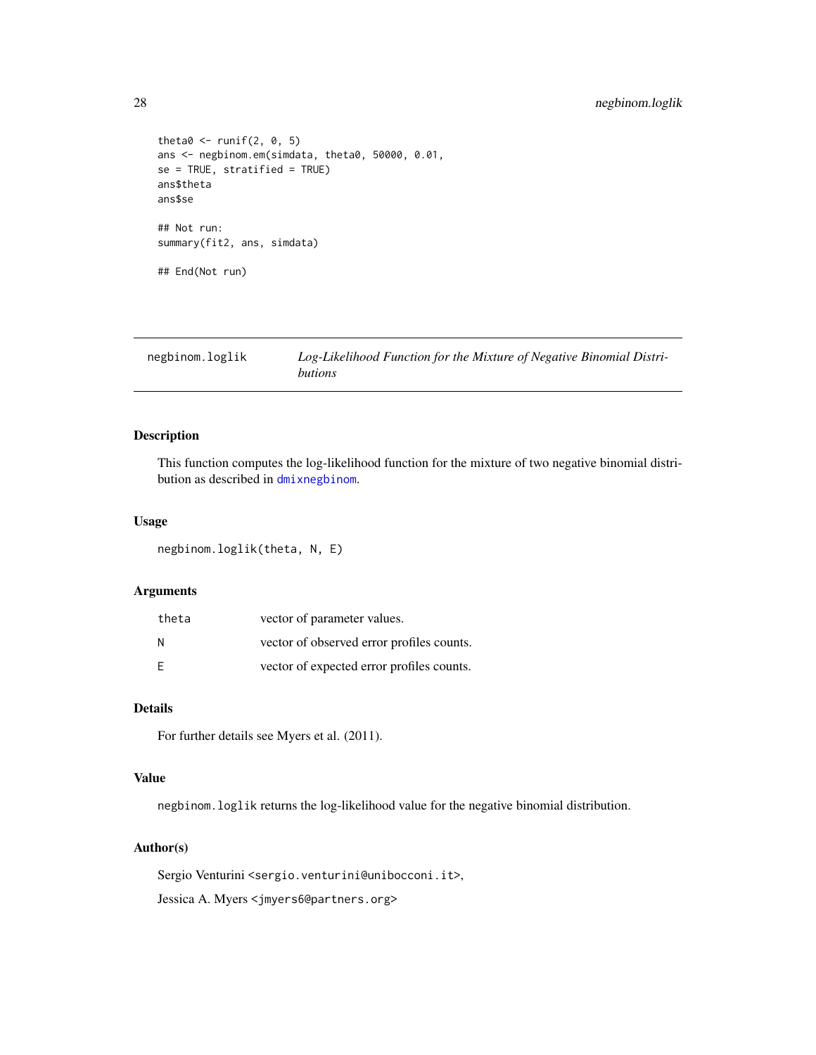```
theta0 <- runif(2, 0, 5)
ans <- negbinom.em(simdata, theta0, 50000, 0.01,
se = TRUE, stratified = TRUE)
ans$theta
ans$se

## Not run:
summary(fit2, ans, simdata)

## End(Not run)
```

## negbinom.loglik — *Log-Likelihood Function for the Mixture of Negative Binomial Distributions*

### Description

This function computes the log-likelihood function for the mixture of two negative binomial distribution as described in dmixnegbinom.

### Usage

```
negbinom.loglik(theta, N, E)
```

### Arguments

| | |
|---|---|
| theta | vector of parameter values. |
| N | vector of observed error profiles counts. |
| E | vector of expected error profiles counts. |

### Details

For further details see Myers et al. (2011).

### Value

negbinom.loglik returns the log-likelihood value for the negative binomial distribution.

### Author(s)

Sergio Venturini <sergio.venturini@unibocconi.it>,

Jessica A. Myers <jmyers6@partners.org>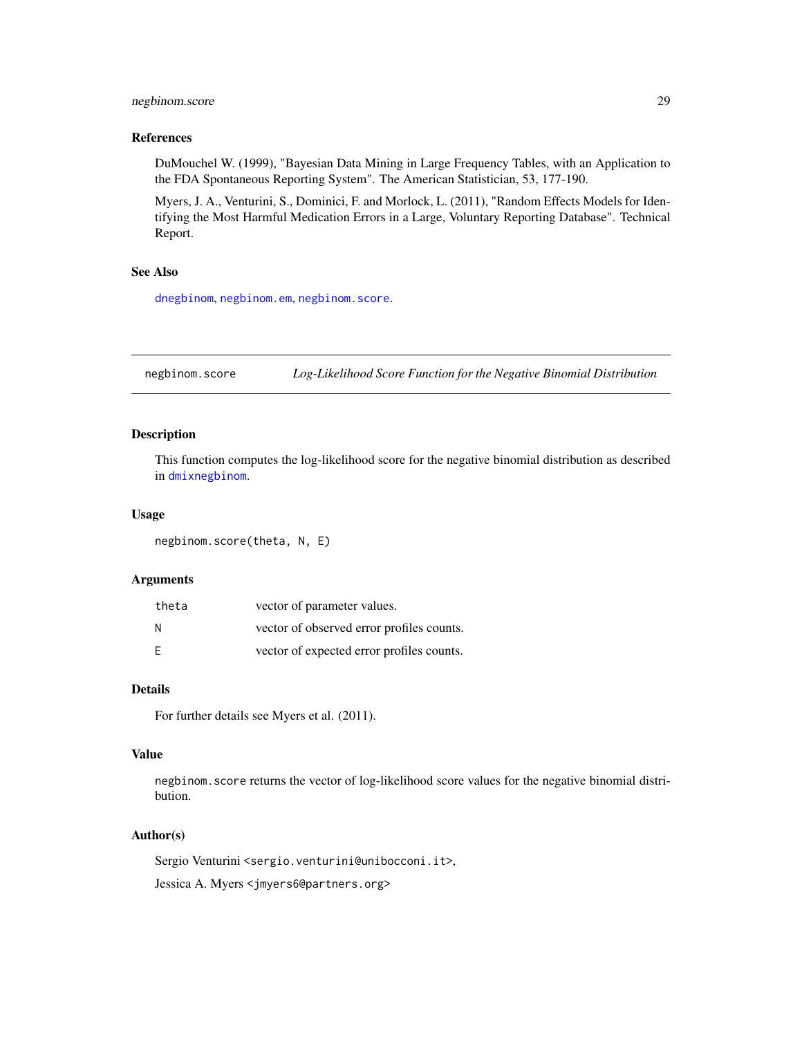### References

DuMouchel W. (1999), "Bayesian Data Mining in Large Frequency Tables, with an Application to the FDA Spontaneous Reporting System". The American Statistician, 53, 177-190.

Myers, J. A., Venturini, S., Dominici, F. and Morlock, L. (2011), "Random Effects Models for Identifying the Most Harmful Medication Errors in a Large, Voluntary Reporting Database". Technical Report.

### See Also

`dnegbinom`, `negbinom.em`, `negbinom.score`.

---

## negbinom.score — *Log-Likelihood Score Function for the Negative Binomial Distribution*

### Description

This function computes the log-likelihood score for the negative binomial distribution as described in `dmixnegbinom`.

### Usage

```
negbinom.score(theta, N, E)
```

### Arguments

| | |
|---|---|
| `theta` | vector of parameter values. |
| `N` | vector of observed error profiles counts. |
| `E` | vector of expected error profiles counts. |

### Details

For further details see Myers et al. (2011).

### Value

`negbinom.score` returns the vector of log-likelihood score values for the negative binomial distribution.

### Author(s)

Sergio Venturini <`sergio.venturini@unibocconi.it`>,

Jessica A. Myers <`jmyers6@partners.org`>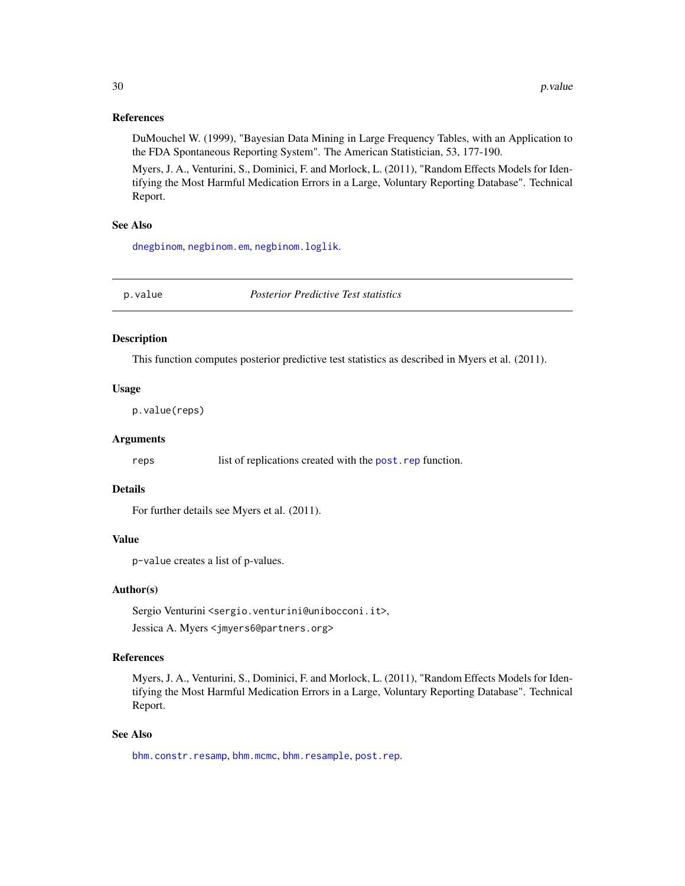### References

DuMouchel W. (1999), "Bayesian Data Mining in Large Frequency Tables, with an Application to the FDA Spontaneous Reporting System". The American Statistician, 53, 177-190.

Myers, J. A., Venturini, S., Dominici, F. and Morlock, L. (2011), "Random Effects Models for Identifying the Most Harmful Medication Errors in a Large, Voluntary Reporting Database". Technical Report.

### See Also

`dnegbinom`, `negbinom.em`, `negbinom.loglik`.

---

## p.value *Posterior Predictive Test statistics*

---

### Description

This function computes posterior predictive test statistics as described in Myers et al. (2011).

### Usage

```
p.value(reps)
```

### Arguments

| | |
|---|---|
| `reps` | list of replications created with the `post.rep` function. |

### Details

For further details see Myers et al. (2011).

### Value

`p-value` creates a list of p-values.

### Author(s)

Sergio Venturini <sergio.venturini@unibocconi.it>,
Jessica A. Myers <jmyers6@partners.org>

### References

Myers, J. A., Venturini, S., Dominici, F. and Morlock, L. (2011), "Random Effects Models for Identifying the Most Harmful Medication Errors in a Large, Voluntary Reporting Database". Technical Report.

### See Also

`bhm.constr.resamp`, `bhm.mcmc`, `bhm.resample`, `post.rep`.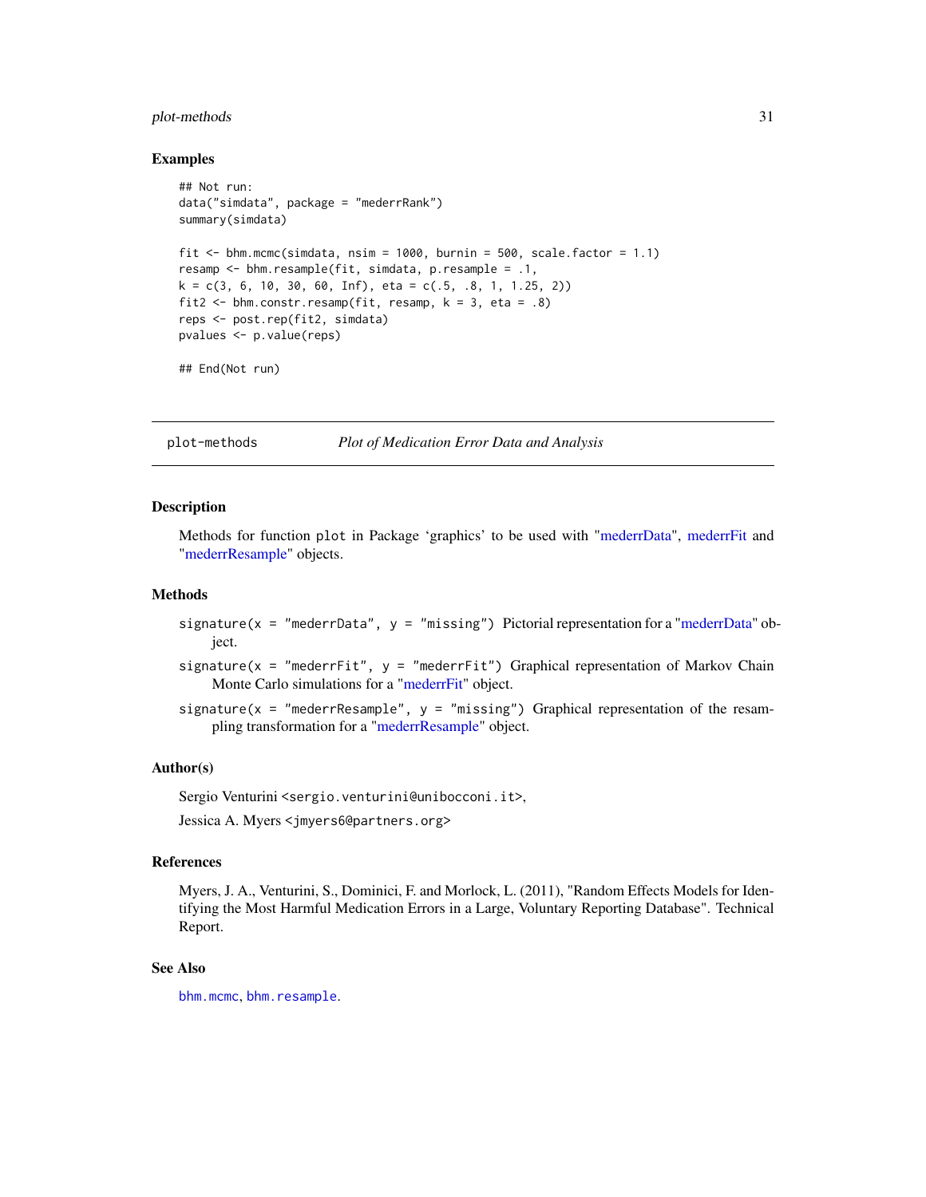## Examples

```
## Not run:
data("simdata", package = "mederrRank")
summary(simdata)

fit <- bhm.mcmc(simdata, nsim = 1000, burnin = 500, scale.factor = 1.1)
resamp <- bhm.resample(fit, simdata, p.resample = .1,
k = c(3, 6, 10, 30, 60, Inf), eta = c(.5, .8, 1, 1.25, 2))
fit2 <- bhm.constr.resamp(fit, resamp, k = 3, eta = .8)
reps <- post.rep(fit2, simdata)
pvalues <- p.value(reps)

## End(Not run)
```

---

# plot-methods — *Plot of Medication Error Data and Analysis*

## Description

Methods for function `plot` in Package 'graphics' to be used with "mederrData", mederrFit and "mederrResample" objects.

## Methods

- `signature(x = "mederrData", y = "missing")` Pictorial representation for a "mederrData" object.
- `signature(x = "mederrFit", y = "mederrFit")` Graphical representation of Markov Chain Monte Carlo simulations for a "mederrFit" object.
- `signature(x = "mederrResample", y = "missing")` Graphical representation of the resampling transformation for a "mederrResample" object.

## Author(s)

Sergio Venturini <sergio.venturini@unibocconi.it>,

Jessica A. Myers <jmyers6@partners.org>

## References

Myers, J. A., Venturini, S., Dominici, F. and Morlock, L. (2011), "Random Effects Models for Identifying the Most Harmful Medication Errors in a Large, Voluntary Reporting Database". Technical Report.

## See Also

`bhm.mcmc`, `bhm.resample`.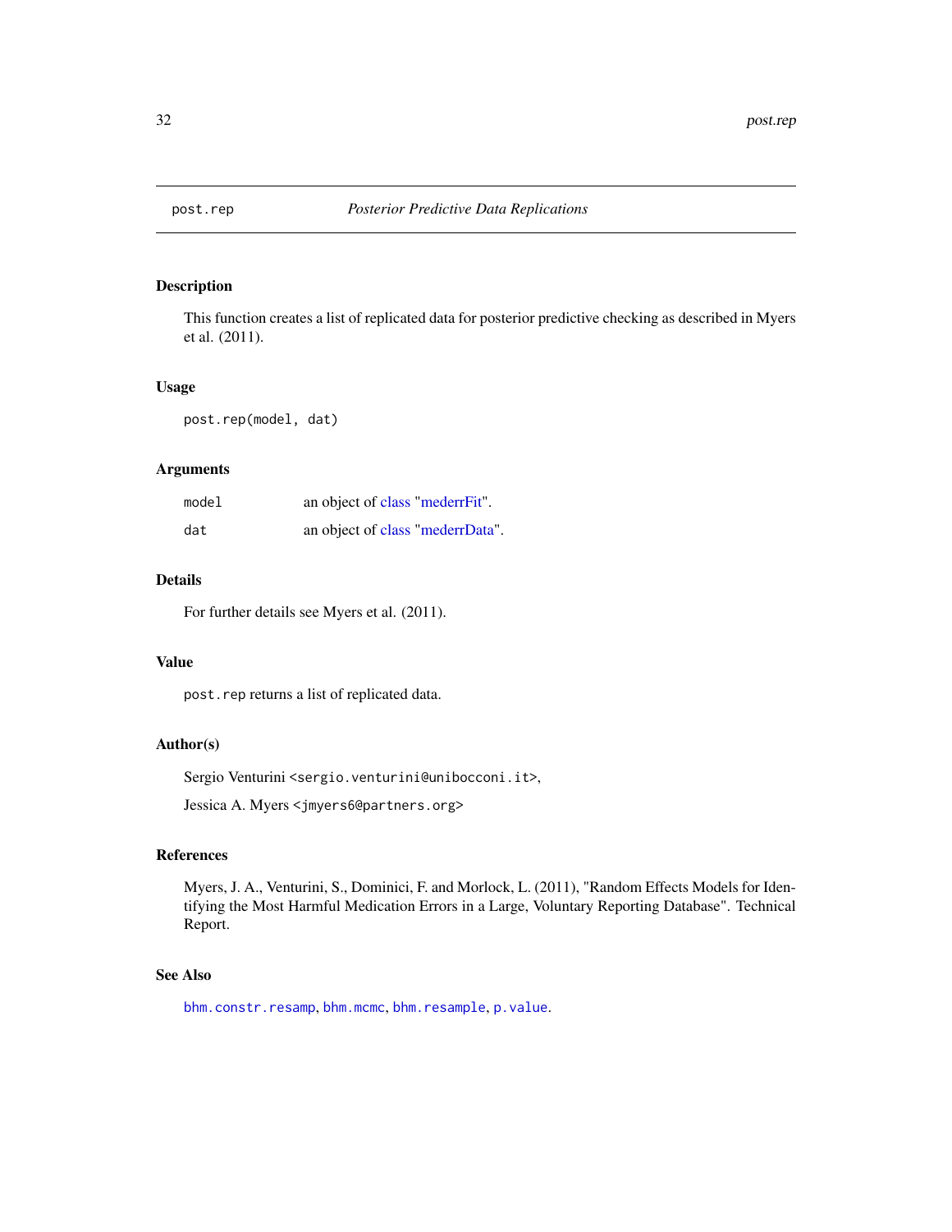## post.rep *Posterior Predictive Data Replications*

### Description

This function creates a list of replicated data for posterior predictive checking as described in Myers et al. (2011).

### Usage

```
post.rep(model, dat)
```

### Arguments

| | |
|---|---|
| `model` | an object of class "mederrFit". |
| `dat` | an object of class "mederrData". |

### Details

For further details see Myers et al. (2011).

### Value

`post.rep` returns a list of replicated data.

### Author(s)

Sergio Venturini <sergio.venturini@unibocconi.it>,

Jessica A. Myers <jmyers6@partners.org>

### References

Myers, J. A., Venturini, S., Dominici, F. and Morlock, L. (2011), "Random Effects Models for Identifying the Most Harmful Medication Errors in a Large, Voluntary Reporting Database". Technical Report.

### See Also

`bhm.constr.resamp`, `bhm.mcmc`, `bhm.resample`, `p.value`.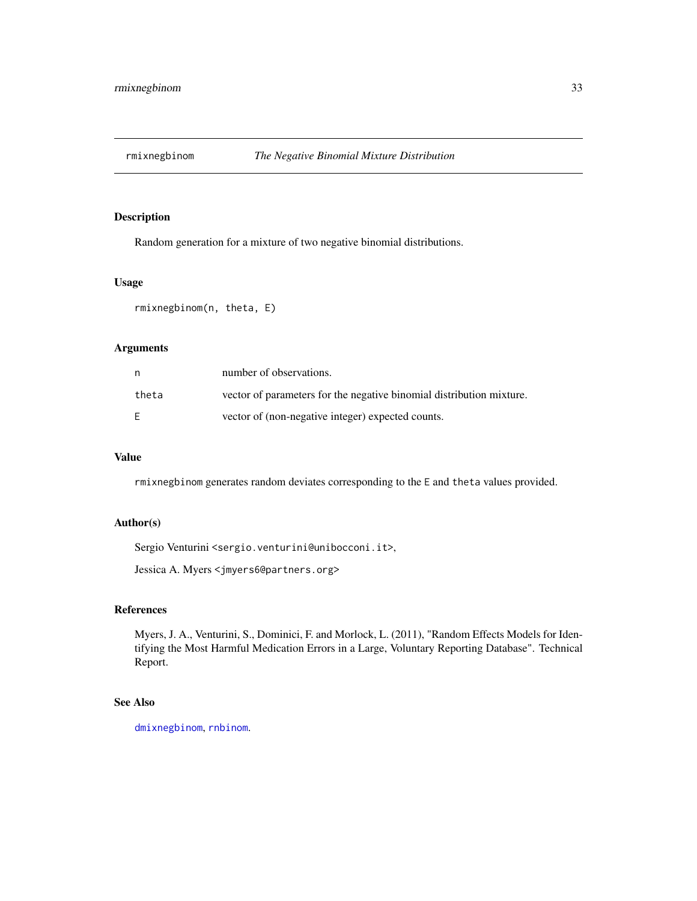# rmixnegbinom — *The Negative Binomial Mixture Distribution*

## Description

Random generation for a mixture of two negative binomial distributions.

## Usage

```
rmixnegbinom(n, theta, E)
```

## Arguments

| | |
|---|---|
| n | number of observations. |
| theta | vector of parameters for the negative binomial distribution mixture. |
| E | vector of (non-negative integer) expected counts. |

## Value

`rmixnegbinom` generates random deviates corresponding to the `E` and `theta` values provided.

## Author(s)

Sergio Venturini <sergio.venturini@unibocconi.it>,

Jessica A. Myers <jmyers6@partners.org>

## References

Myers, J. A., Venturini, S., Dominici, F. and Morlock, L. (2011), "Random Effects Models for Identifying the Most Harmful Medication Errors in a Large, Voluntary Reporting Database". Technical Report.

## See Also

`dmixnegbinom`, `rnbinom`.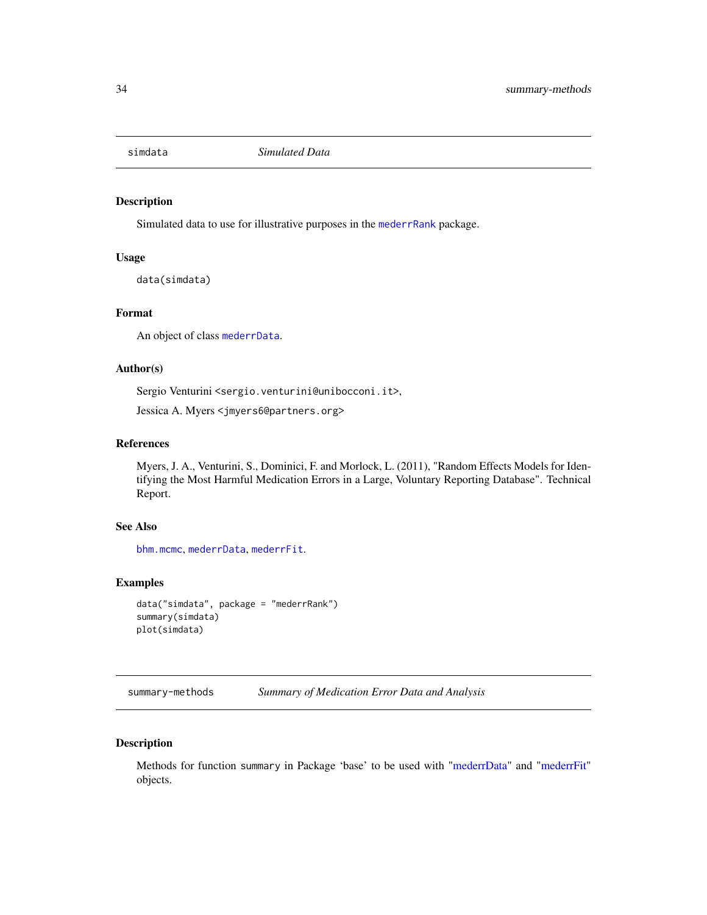## simdata *Simulated Data*

### Description

Simulated data to use for illustrative purposes in the `mederrRank` package.

### Usage

```
data(simdata)
```

### Format

An object of class `mederrData`.

### Author(s)

Sergio Venturini <sergio.venturini@unibocconi.it>,

Jessica A. Myers <jmyers6@partners.org>

### References

Myers, J. A., Venturini, S., Dominici, F. and Morlock, L. (2011), "Random Effects Models for Identifying the Most Harmful Medication Errors in a Large, Voluntary Reporting Database". Technical Report.

### See Also

`bhm.mcmc`, `mederrData`, `mederrFit`.

### Examples

```
data("simdata", package = "mederrRank")
summary(simdata)
plot(simdata)
```

## summary-methods *Summary of Medication Error Data and Analysis*

### Description

Methods for function `summary` in Package 'base' to be used with "mederrData" and "mederrFit" objects.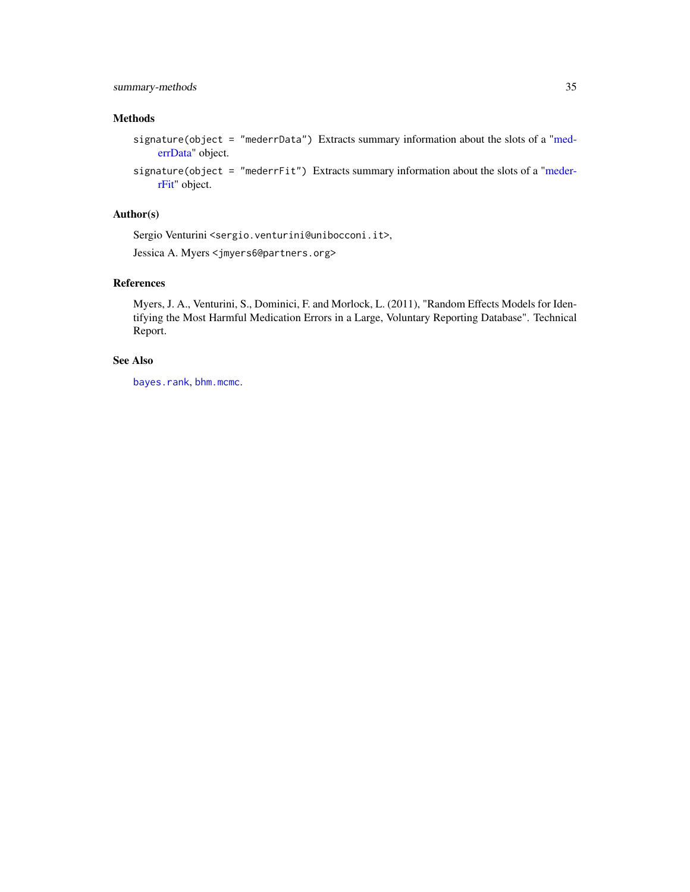## Methods

`signature(object = "mederrData")` Extracts summary information about the slots of a "mederrData" object.

`signature(object = "mederrFit")` Extracts summary information about the slots of a "mederrFit" object.

## Author(s)

Sergio Venturini <`sergio.venturini@unibocconi.it`>,

Jessica A. Myers <`jmyers6@partners.org`>

## References

Myers, J. A., Venturini, S., Dominici, F. and Morlock, L. (2011), "Random Effects Models for Identifying the Most Harmful Medication Errors in a Large, Voluntary Reporting Database". Technical Report.

## See Also

`bayes.rank`, `bhm.mcmc`.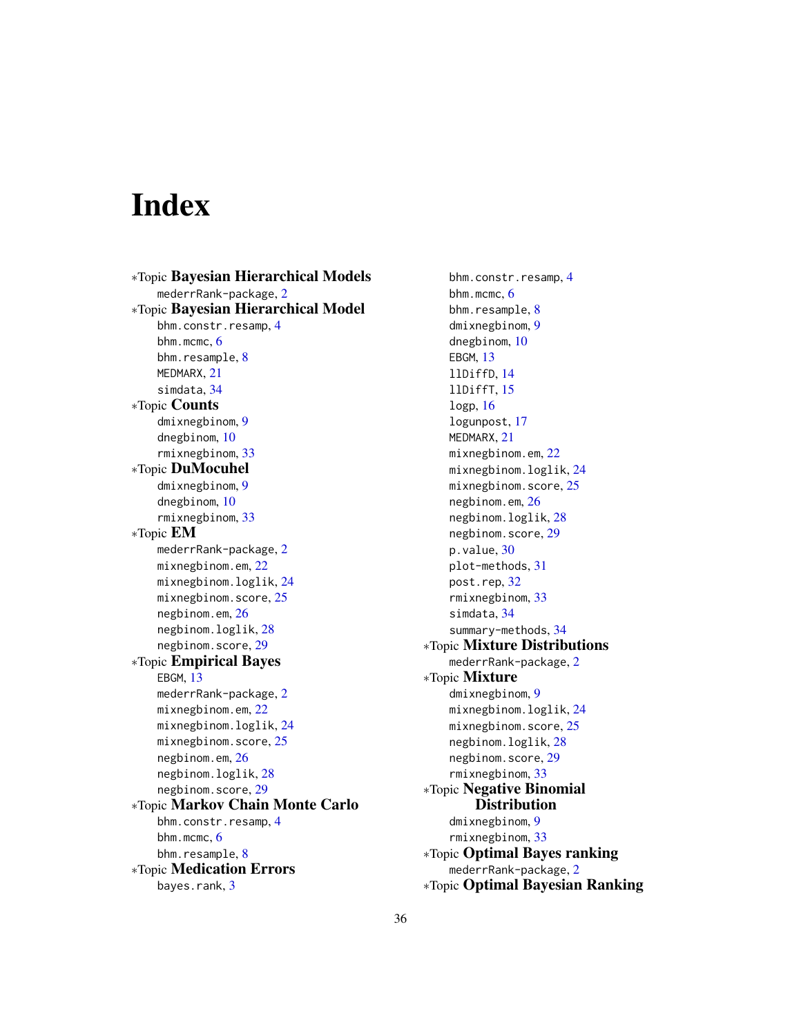# Index

*Topic **Bayesian Hierarchical Models**
- mederrRank-package, 2

*Topic **Bayesian Hierarchical Model**
- bhm.constr.resamp, 4
- bhm.mcmc, 6
- bhm.resample, 8
- MEDMARX, 21
- simdata, 34

*Topic **Counts**
- dmixnegbinom, 9
- dnegbinom, 10
- rmixnegbinom, 33

*Topic **DuMocuhel**
- dmixnegbinom, 9
- dnegbinom, 10
- rmixnegbinom, 33

*Topic **EM**
- mederrRank-package, 2
- mixnegbinom.em, 22
- mixnegbinom.loglik, 24
- mixnegbinom.score, 25
- negbinom.em, 26
- negbinom.loglik, 28
- negbinom.score, 29

*Topic **Empirical Bayes**
- EBGM, 13
- mederrRank-package, 2
- mixnegbinom.em, 22
- mixnegbinom.loglik, 24
- mixnegbinom.score, 25
- negbinom.em, 26
- negbinom.loglik, 28
- negbinom.score, 29

*Topic **Markov Chain Monte Carlo**
- bhm.constr.resamp, 4
- bhm.mcmc, 6
- bhm.resample, 8

*Topic **Medication Errors**
- bayes.rank, 3
- bhm.constr.resamp, 4
- bhm.mcmc, 6
- bhm.resample, 8
- dmixnegbinom, 9
- dnegbinom, 10
- EBGM, 13
- llDiffD, 14
- llDiffT, 15
- logp, 16
- logunpost, 17
- MEDMARX, 21
- mixnegbinom.em, 22
- mixnegbinom.loglik, 24
- mixnegbinom.score, 25
- negbinom.em, 26
- negbinom.loglik, 28
- negbinom.score, 29
- p.value, 30
- plot-methods, 31
- post.rep, 32
- rmixnegbinom, 33
- simdata, 34
- summary-methods, 34

*Topic **Mixture Distributions**
- mederrRank-package, 2

*Topic **Mixture**
- dmixnegbinom, 9
- mixnegbinom.loglik, 24
- mixnegbinom.score, 25
- negbinom.loglik, 28
- negbinom.score, 29
- rmixnegbinom, 33

*Topic **Negative Binomial Distribution**
- dmixnegbinom, 9
- rmixnegbinom, 33

*Topic **Optimal Bayes ranking**
- mederrRank-package, 2

*Topic **Optimal Bayesian Ranking**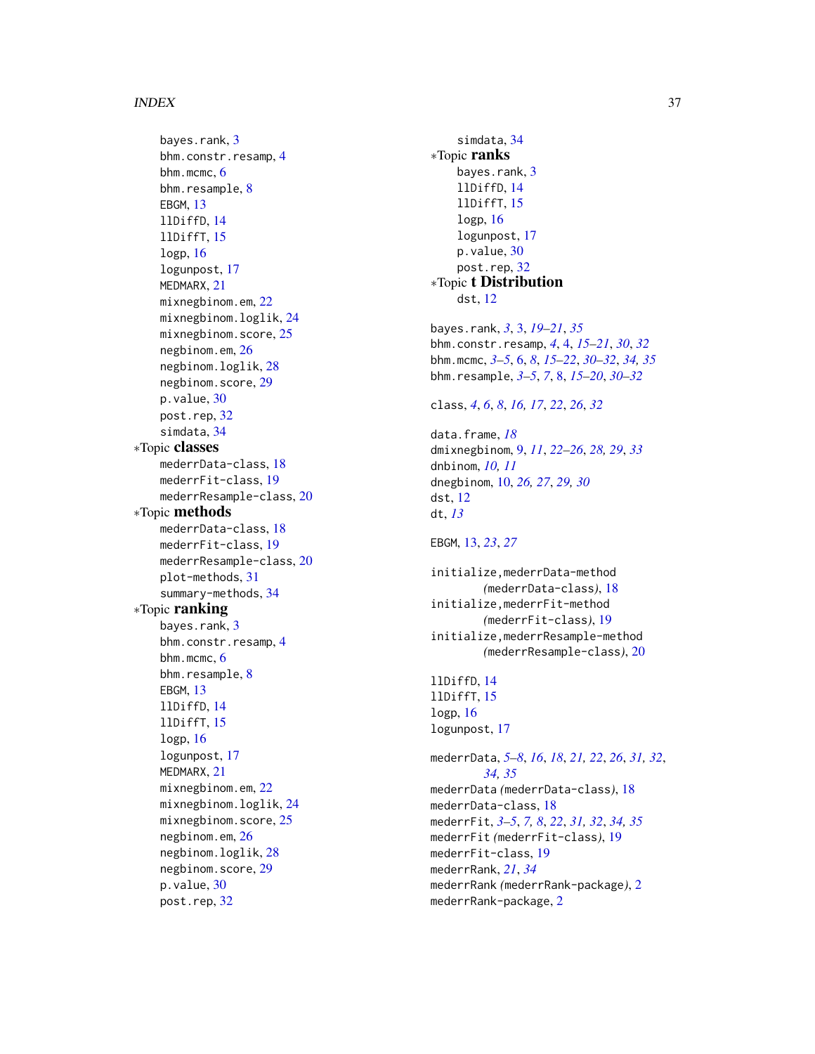bayes.rank, 3
bhm.constr.resamp, 4
bhm.mcmc, 6
bhm.resample, 8
EBGM, 13
llDiffD, 14
llDiffT, 15
logp, 16
logunpost, 17
MEDMARX, 21
mixnegbinom.em, 22
mixnegbinom.loglik, 24
mixnegbinom.score, 25
negbinom.em, 26
negbinom.loglik, 28
negbinom.score, 29
p.value, 30
post.rep, 32
simdata, 34

*Topic **classes**
mederrData-class, 18
mederrFit-class, 19
mederrResample-class, 20

*Topic **methods**
mederrData-class, 18
mederrFit-class, 19
mederrResample-class, 20
plot-methods, 31
summary-methods, 34

*Topic **ranking**
bayes.rank, 3
bhm.constr.resamp, 4
bhm.mcmc, 6
bhm.resample, 8
EBGM, 13
llDiffD, 14
llDiffT, 15
logp, 16
logunpost, 17
MEDMARX, 21
mixnegbinom.em, 22
mixnegbinom.loglik, 24
mixnegbinom.score, 25
negbinom.em, 26
negbinom.loglik, 28
negbinom.score, 29
p.value, 30
post.rep, 32
simdata, 34

*Topic **ranks**
bayes.rank, 3
llDiffD, 14
llDiffT, 15
logp, 16
logunpost, 17
p.value, 30
post.rep, 32

*Topic **t Distribution**
dst, 12

bayes.rank, *3*, 3, *19–21*, *35*
bhm.constr.resamp, *4*, 4, *15–21*, *30*, *32*
bhm.mcmc, *3–5*, 6, *8*, *15–22*, *30–32*, *34, 35*
bhm.resample, *3–5*, *7*, 8, *15–20*, *30–32*

class, *4*, *6*, *8*, *16, 17*, *22*, *26*, *32*

data.frame, *18*
dmixnegbinom, 9, *11*, *22–26*, *28, 29*, *33*
dnbinom, *10, 11*
dnegbinom, 10, *26, 27*, *29, 30*
dst, 12
dt, *13*

EBGM, 13, *23*, *27*

initialize,mederrData-method *(mederrData-class)*, 18
initialize,mederrFit-method *(mederrFit-class)*, 19
initialize,mederrResample-method *(mederrResample-class)*, 20

llDiffD, 14
llDiffT, 15
logp, 16
logunpost, 17

mederrData, *5–8*, *16*, *18*, *21, 22*, *26*, *31, 32*, *34, 35*
mederrData *(mederrData-class)*, 18
mederrData-class, 18
mederrFit, *3–5*, *7, 8*, *22*, *31, 32*, *34, 35*
mederrFit *(mederrFit-class)*, 19
mederrFit-class, 19
mederrRank, *21*, *34*
mederrRank *(mederrRank-package)*, 2
mederrRank-package, 2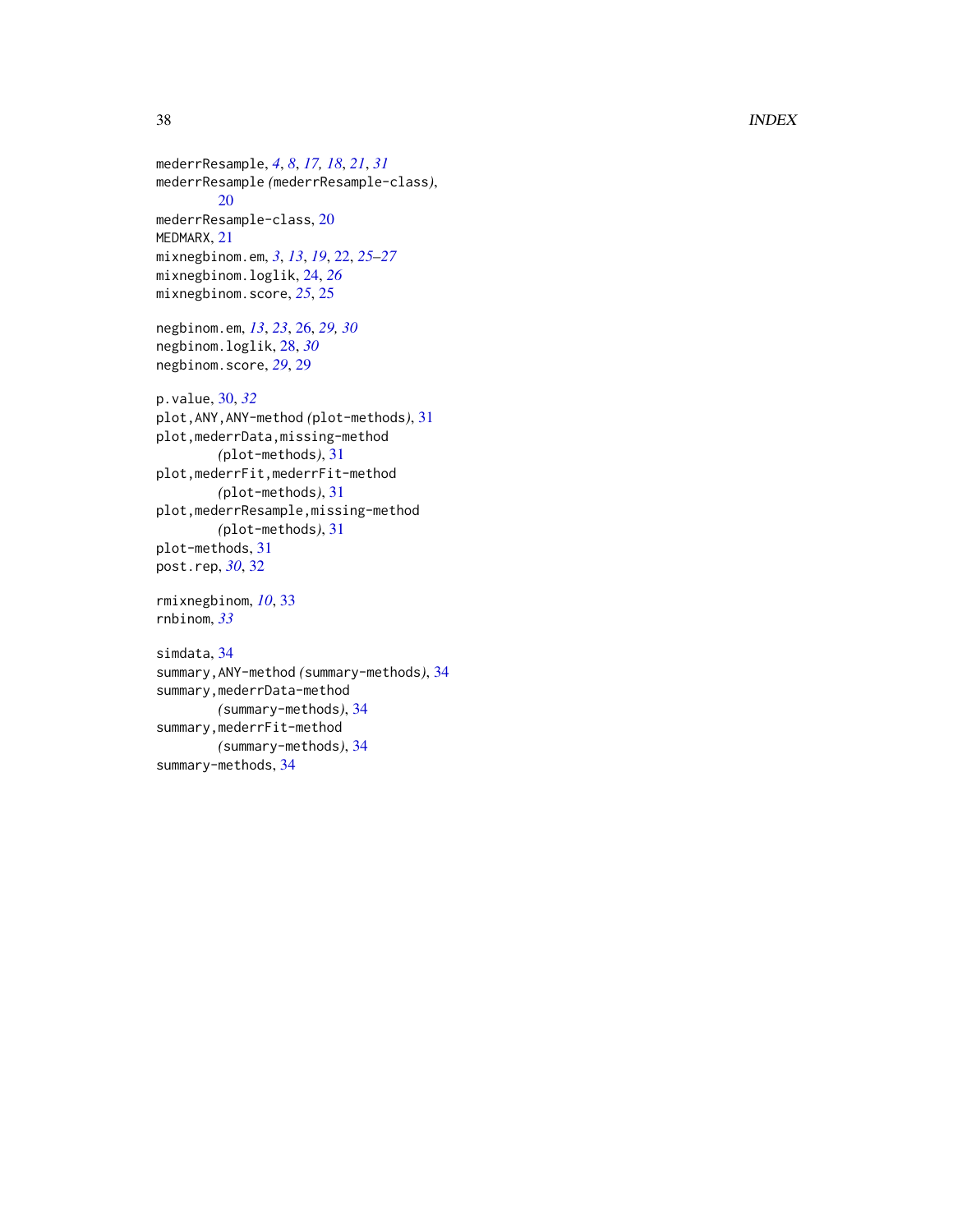mederrResample, *4*, *8*, *17, 18*, *21*, *31*
mederrResample *(*mederrResample-class*)*, 20
mederrResample-class, 20
MEDMARX, 21
mixnegbinom.em, *3*, *13*, *19*, 22, *25–27*
mixnegbinom.loglik, 24, *26*
mixnegbinom.score, *25*, 25

negbinom.em, *13*, *23*, 26, *29, 30*
negbinom.loglik, 28, *30*
negbinom.score, *29*, 29

p.value, 30, *32*
plot,ANY,ANY-method *(*plot-methods*)*, 31
plot,mederrData,missing-method *(*plot-methods*)*, 31
plot,mederrFit,mederrFit-method *(*plot-methods*)*, 31
plot,mederrResample,missing-method *(*plot-methods*)*, 31
plot-methods, 31
post.rep, *30*, 32

rmixnegbinom, *10*, 33
rnbinom, *33*

simdata, 34
summary,ANY-method *(*summary-methods*)*, 34
summary,mederrData-method *(*summary-methods*)*, 34
summary,mederrFit-method *(*summary-methods*)*, 34
summary-methods, 34